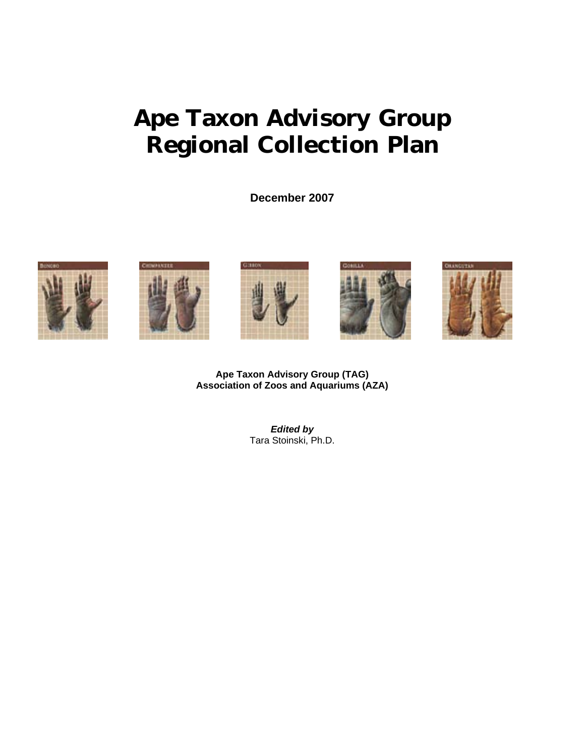# Ape Taxon Advisory Group Regional Collection Plan

**December 2007**

**Ape Taxon Advisory Group (TAG)**
**Association of Zoos and Aquariums (AZA)**

***Edited by***
Tara Stoinski, Ph.D.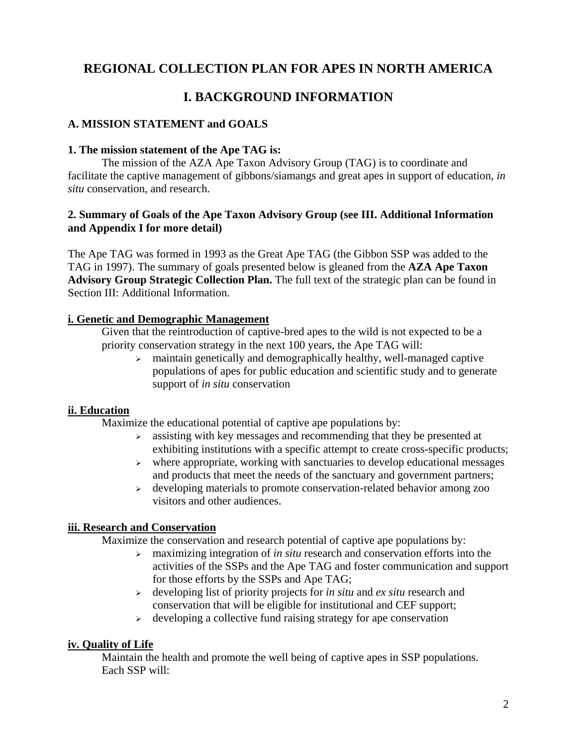# REGIONAL COLLECTION PLAN FOR APES IN NORTH AMERICA

# I. BACKGROUND INFORMATION

## A. MISSION STATEMENT and GOALS

### 1. The mission statement of the Ape TAG is:

The mission of the AZA Ape Taxon Advisory Group (TAG) is to coordinate and facilitate the captive management of gibbons/siamangs and great apes in support of education, *in situ* conservation, and research.

### 2. Summary of Goals of the Ape Taxon Advisory Group (see III. Additional Information and Appendix I for more detail)

The Ape TAG was formed in 1993 as the Great Ape TAG (the Gibbon SSP was added to the TAG in 1997). The summary of goals presented below is gleaned from the **AZA Ape Taxon Advisory Group Strategic Collection Plan.** The full text of the strategic plan can be found in Section III: Additional Information.

**i. Genetic and Demographic Management**

Given that the reintroduction of captive-bred apes to the wild is not expected to be a priority conservation strategy in the next 100 years, the Ape TAG will:

- maintain genetically and demographically healthy, well-managed captive populations of apes for public education and scientific study and to generate support of *in situ* conservation

**ii. Education**

Maximize the educational potential of captive ape populations by:

- assisting with key messages and recommending that they be presented at exhibiting institutions with a specific attempt to create cross-specific products;
- where appropriate, working with sanctuaries to develop educational messages and products that meet the needs of the sanctuary and government partners;
- developing materials to promote conservation-related behavior among zoo visitors and other audiences.

**iii. Research and Conservation**

Maximize the conservation and research potential of captive ape populations by:

- maximizing integration of *in situ* research and conservation efforts into the activities of the SSPs and the Ape TAG and foster communication and support for those efforts by the SSPs and Ape TAG;
- developing list of priority projects for *in situ* and *ex situ* research and conservation that will be eligible for institutional and CEF support;
- developing a collective fund raising strategy for ape conservation

**iv. Quality of Life**

Maintain the health and promote the well being of captive apes in SSP populations. Each SSP will: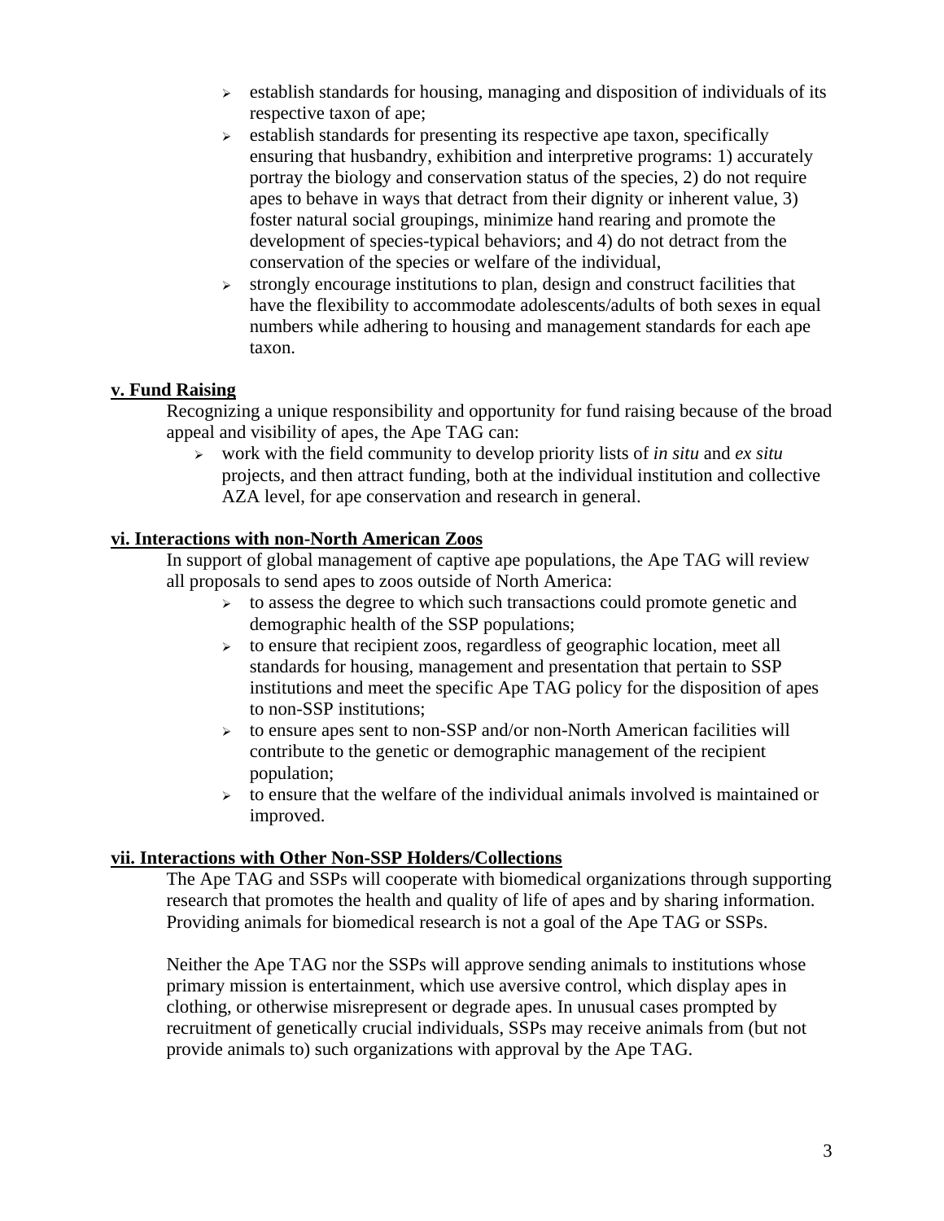- establish standards for housing, managing and disposition of individuals of its respective taxon of ape;
- establish standards for presenting its respective ape taxon, specifically ensuring that husbandry, exhibition and interpretive programs: 1) accurately portray the biology and conservation status of the species, 2) do not require apes to behave in ways that detract from their dignity or inherent value, 3) foster natural social groupings, minimize hand rearing and promote the development of species-typical behaviors; and 4) do not detract from the conservation of the species or welfare of the individual,
- strongly encourage institutions to plan, design and construct facilities that have the flexibility to accommodate adolescents/adults of both sexes in equal numbers while adhering to housing and management standards for each ape taxon.

**v. Fund Raising**

Recognizing a unique responsibility and opportunity for fund raising because of the broad appeal and visibility of apes, the Ape TAG can:

- work with the field community to develop priority lists of *in situ* and *ex situ* projects, and then attract funding, both at the individual institution and collective AZA level, for ape conservation and research in general.

**vi. Interactions with non-North American Zoos**

In support of global management of captive ape populations, the Ape TAG will review all proposals to send apes to zoos outside of North America:

- to assess the degree to which such transactions could promote genetic and demographic health of the SSP populations;
- to ensure that recipient zoos, regardless of geographic location, meet all standards for housing, management and presentation that pertain to SSP institutions and meet the specific Ape TAG policy for the disposition of apes to non-SSP institutions;
- to ensure apes sent to non-SSP and/or non-North American facilities will contribute to the genetic or demographic management of the recipient population;
- to ensure that the welfare of the individual animals involved is maintained or improved.

**vii. Interactions with Other Non-SSP Holders/Collections**

The Ape TAG and SSPs will cooperate with biomedical organizations through supporting research that promotes the health and quality of life of apes and by sharing information. Providing animals for biomedical research is not a goal of the Ape TAG or SSPs.

Neither the Ape TAG nor the SSPs will approve sending animals to institutions whose primary mission is entertainment, which use aversive control, which display apes in clothing, or otherwise misrepresent or degrade apes. In unusual cases prompted by recruitment of genetically crucial individuals, SSPs may receive animals from (but not provide animals to) such organizations with approval by the Ape TAG.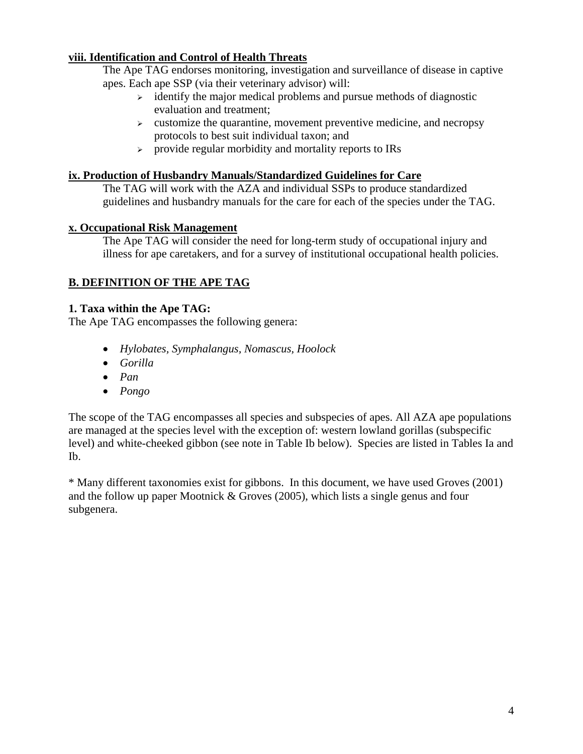**viii. Identification and Control of Health Threats**

The Ape TAG endorses monitoring, investigation and surveillance of disease in captive apes. Each ape SSP (via their veterinary advisor) will:

- identify the major medical problems and pursue methods of diagnostic evaluation and treatment;
- customize the quarantine, movement preventive medicine, and necropsy protocols to best suit individual taxon; and
- provide regular morbidity and mortality reports to IRs

**ix. Production of Husbandry Manuals/Standardized Guidelines for Care**

The TAG will work with the AZA and individual SSPs to produce standardized guidelines and husbandry manuals for the care for each of the species under the TAG.

**x. Occupational Risk Management**

The Ape TAG will consider the need for long-term study of occupational injury and illness for ape caretakers, and for a survey of institutional occupational health policies.

## B. DEFINITION OF THE APE TAG

### 1. Taxa within the Ape TAG:

The Ape TAG encompasses the following genera:

- *Hylobates, Symphalangus, Nomascus, Hoolock*
- *Gorilla*
- *Pan*
- *Pongo*

The scope of the TAG encompasses all species and subspecies of apes. All AZA ape populations are managed at the species level with the exception of: western lowland gorillas (subspecific level) and white-cheeked gibbon (see note in Table Ib below). Species are listed in Tables Ia and Ib.

* Many different taxonomies exist for gibbons. In this document, we have used Groves (2001) and the follow up paper Mootnick & Groves (2005), which lists a single genus and four subgenera.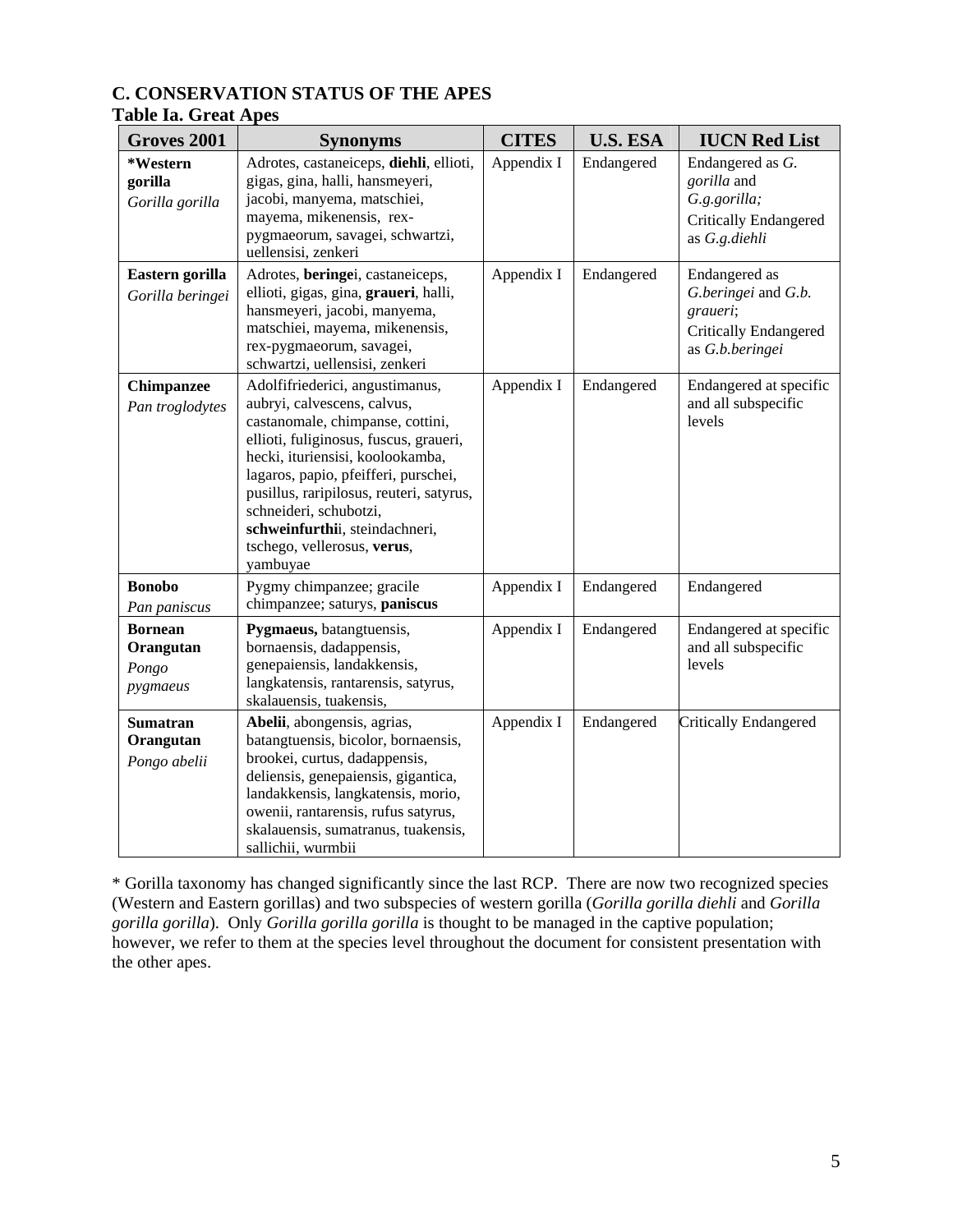## C. CONSERVATION STATUS OF THE APES

### Table Ia. Great Apes

| Groves 2001 | Synonyms | CITES | U.S. ESA | IUCN Red List |
|---|---|---|---|---|
| **\*Western gorilla** *Gorilla gorilla* | Adrotes, castaneiceps, **diehli**, ellioti, gigas, gina, halli, hansmeyeri, jacobi, manyema, matschiei, mayema, mikenensis, rex-pygmaeorum, savagei, schwartzi, uellensisi, zenkeri | Appendix I | Endangered | Endangered as *G. gorilla* and *G.g.gorilla;* Critically Endangered as *G.g.diehli* |
| **Eastern gorilla** *Gorilla beringei* | Adrotes, **beringe**i, castaneiceps, ellioti, gigas, gina, **graueri**, halli, hansmeyeri, jacobi, manyema, matschiei, mayema, mikenensis, rex-pygmaeorum, savagei, schwartzi, uellensisi, zenkeri | Appendix I | Endangered | Endangered as *G.beringei* and *G.b. graueri*; Critically Endangered as *G.b.beringei* |
| **Chimpanzee** *Pan troglodytes* | Adolfifriederici, angustimanus, aubryi, calvescens, calvus, castanomale, chimpanse, cottini, ellioti, fuliginosus, fuscus, graueri, hecki, ituriensisi, koolookamba, lagaros, papio, pfeifferi, purschei, pusillus, raripilosus, reuteri, satyrus, schneideri, schubotzi, **schweinfurthi**i, steindachneri, tschego, vellerosus, **verus**, yambuyae | Appendix I | Endangered | Endangered at specific and all subspecific levels |
| **Bonobo** *Pan paniscus* | Pygmy chimpanzee; gracile chimpanzee; saturys, **paniscus** | Appendix I | Endangered | Endangered |
| **Bornean Orangutan** *Pongo pygmaeus* | **Pygmaeus,** batangtuensis, bornaensis, dadappensis, genepaiensis, landakkensis, langkatensis, rantarensis, satyrus, skalauensis, tuakensis, | Appendix I | Endangered | Endangered at specific and all subspecific levels |
| **Sumatran Orangutan** *Pongo abelii* | **Abelii**, abongensis, agrias, batangtuensis, bicolor, bornaensis, brookei, curtus, dadappensis, deliensis, genepaiensis, gigantica, landakkensis, langkatensis, morio, owenii, rantarensis, rufus satyrus, skalauensis, sumatranus, tuakensis, sallichii, wurmbii | Appendix I | Endangered | Critically Endangered |

\* Gorilla taxonomy has changed significantly since the last RCP. There are now two recognized species (Western and Eastern gorillas) and two subspecies of western gorilla (*Gorilla gorilla diehli* and *Gorilla gorilla gorilla*). Only *Gorilla gorilla gorilla* is thought to be managed in the captive population; however, we refer to them at the species level throughout the document for consistent presentation with the other apes.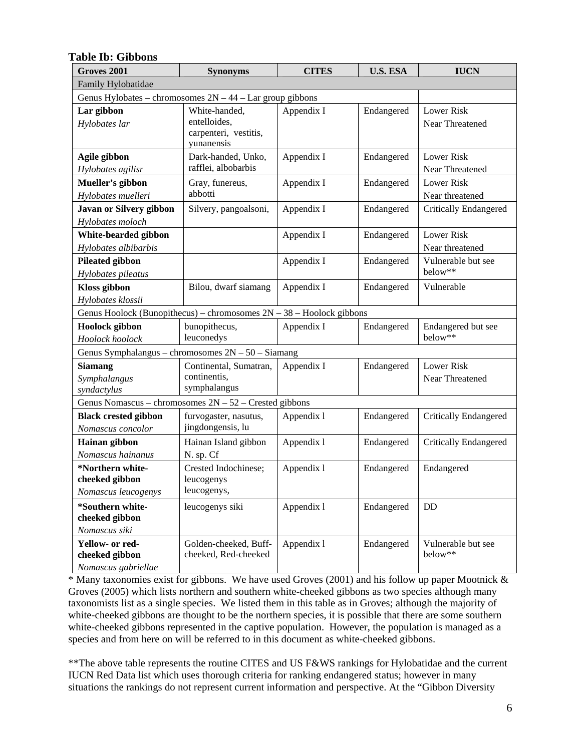### Table Ib: Gibbons

| Groves 2001 | Synonyms | CITES | U.S. ESA | IUCN |
|---|---|---|---|---|
| Family Hylobatidae | | | | |
| Genus Hylobates – chromosomes 2N – 44 – Lar group gibbons | | | | |
| **Lar gibbon** *Hylobates lar* | White-handed, entelloides, carpenteri, vestitis, yunanensis | Appendix I | Endangered | Lower Risk Near Threatened |
| **Agile gibbon** *Hylobates agilisr* | Dark-handed, Unko, rafflei, albobarbis | Appendix I | Endangered | Lower Risk Near Threatened |
| **Mueller's gibbon** *Hylobates muelleri* | Gray, funereus, abbotti | Appendix I | Endangered | Lower Risk Near threatened |
| **Javan or Silvery gibbon** *Hylobates moloch* | Silvery, pangoalsoni, | Appendix I | Endangered | Critically Endangered |
| **White-bearded gibbon** *Hylobates albibarbis* | | Appendix I | Endangered | Lower Risk Near threatened |
| **Pileated gibbon** *Hylobates pileatus* | | Appendix I | Endangered | Vulnerable but see below** |
| **Kloss gibbon** *Hylobates klossii* | Bilou, dwarf siamang | Appendix I | Endangered | Vulnerable |
| Genus Hoolock (Bunopithecus) – chromosomes 2N – 38 – Hoolock gibbons | | | | |
| **Hoolock gibbon** *Hoolock hoolock* | bunopithecus, leuconedys | Appendix I | Endangered | Endangered but see below** |
| Genus Symphalangus – chromosomes 2N – 50 – Siamang | | | | |
| **Siamang** *Symphalangus syndactylus* | Continental, Sumatran, continentis, symphalangus | Appendix I | Endangered | Lower Risk Near Threatened |
| Genus Nomascus – chromosomes 2N – 52 – Crested gibbons | | | | |
| **Black crested gibbon** *Nomascus concolor* | furvogaster, nasutus, jingdongensis, lu | Appendix l | Endangered | Critically Endangered |
| **Hainan gibbon** *Nomascus hainanus* | Hainan Island gibbon N. sp. Cf | Appendix l | Endangered | Critically Endangered |
| ***Northern white-cheeked gibbon** *Nomascus leucogenys* | Crested Indochinese; leucogenys leucogenys, | Appendix l | Endangered | Endangered |
| ***Southern white-cheeked gibbon** *Nomascus siki* | leucogenys siki | Appendix l | Endangered | DD |
| **Yellow- or red-cheeked gibbon** *Nomascus gabriellae* | Golden-cheeked, Buff-cheeked, Red-cheeked | Appendix l | Endangered | Vulnerable but see below** |

* Many taxonomies exist for gibbons. We have used Groves (2001) and his follow up paper Mootnick & Groves (2005) which lists northern and southern white-cheeked gibbons as two species although many taxonomists list as a single species. We listed them in this table as in Groves; although the majority of white-cheeked gibbons are thought to be the northern species, it is possible that there are some southern white-cheeked gibbons represented in the captive population. However, the population is managed as a species and from here on will be referred to in this document as white-cheeked gibbons.

**The above table represents the routine CITES and US F&WS rankings for Hylobatidae and the current IUCN Red Data list which uses thorough criteria for ranking endangered status; however in many situations the rankings do not represent current information and perspective. At the "Gibbon Diversity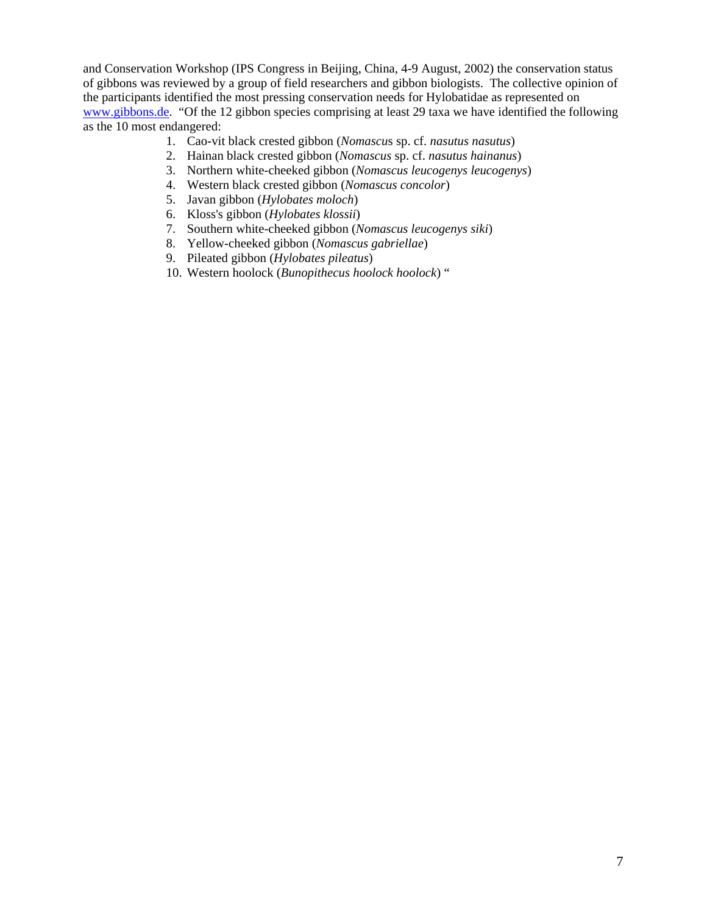and Conservation Workshop (IPS Congress in Beijing, China, 4-9 August, 2002) the conservation status of gibbons was reviewed by a group of field researchers and gibbon biologists. The collective opinion of the participants identified the most pressing conservation needs for Hylobatidae as represented on www.gibbons.de. "Of the 12 gibbon species comprising at least 29 taxa we have identified the following as the 10 most endangered:

1. Cao-vit black crested gibbon (*Nomascus* sp. cf. *nasutus nasutus*)
2. Hainan black crested gibbon (*Nomascus* sp. cf. *nasutus hainanus*)
3. Northern white-cheeked gibbon (*Nomascus leucogenys leucogenys*)
4. Western black crested gibbon (*Nomascus concolor*)
5. Javan gibbon (*Hylobates moloch*)
6. Kloss's gibbon (*Hylobates klossii*)
7. Southern white-cheeked gibbon (*Nomascus leucogenys siki*)
8. Yellow-cheeked gibbon (*Nomascus gabriellae*)
9. Pileated gibbon (*Hylobates pileatus*)
10. Western hoolock (*Bunopithecus hoolock hoolock*) "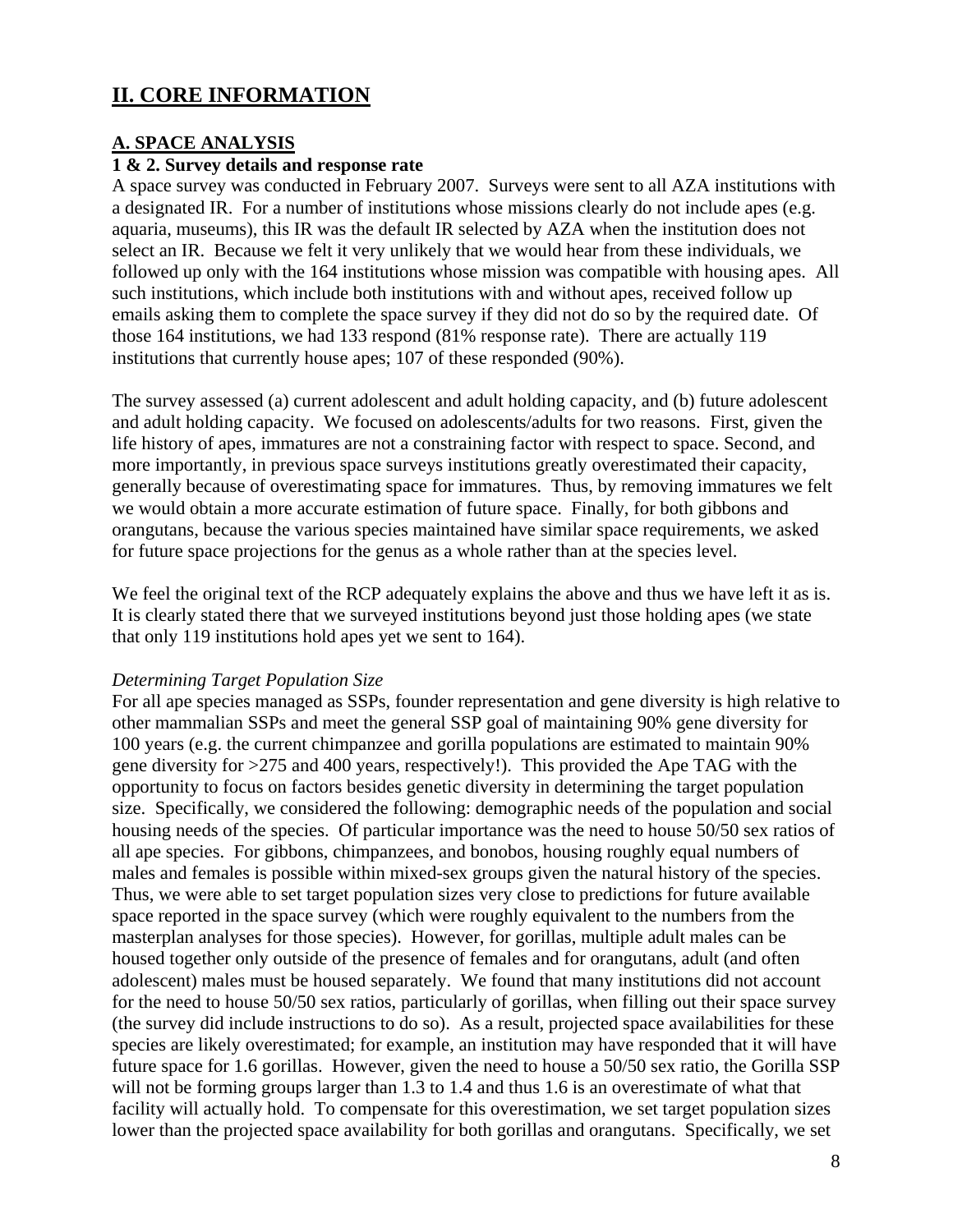## II. CORE INFORMATION

### A. SPACE ANALYSIS

#### 1 & 2. Survey details and response rate

A space survey was conducted in February 2007. Surveys were sent to all AZA institutions with a designated IR. For a number of institutions whose missions clearly do not include apes (e.g. aquaria, museums), this IR was the default IR selected by AZA when the institution does not select an IR. Because we felt it very unlikely that we would hear from these individuals, we followed up only with the 164 institutions whose mission was compatible with housing apes. All such institutions, which include both institutions with and without apes, received follow up emails asking them to complete the space survey if they did not do so by the required date. Of those 164 institutions, we had 133 respond (81% response rate). There are actually 119 institutions that currently house apes; 107 of these responded (90%).

The survey assessed (a) current adolescent and adult holding capacity, and (b) future adolescent and adult holding capacity. We focused on adolescents/adults for two reasons. First, given the life history of apes, immatures are not a constraining factor with respect to space. Second, and more importantly, in previous space surveys institutions greatly overestimated their capacity, generally because of overestimating space for immatures. Thus, by removing immatures we felt we would obtain a more accurate estimation of future space. Finally, for both gibbons and orangutans, because the various species maintained have similar space requirements, we asked for future space projections for the genus as a whole rather than at the species level.

We feel the original text of the RCP adequately explains the above and thus we have left it as is. It is clearly stated there that we surveyed institutions beyond just those holding apes (we state that only 119 institutions hold apes yet we sent to 164).

*Determining Target Population Size*

For all ape species managed as SSPs, founder representation and gene diversity is high relative to other mammalian SSPs and meet the general SSP goal of maintaining 90% gene diversity for 100 years (e.g. the current chimpanzee and gorilla populations are estimated to maintain 90% gene diversity for >275 and 400 years, respectively!). This provided the Ape TAG with the opportunity to focus on factors besides genetic diversity in determining the target population size. Specifically, we considered the following: demographic needs of the population and social housing needs of the species. Of particular importance was the need to house 50/50 sex ratios of all ape species. For gibbons, chimpanzees, and bonobos, housing roughly equal numbers of males and females is possible within mixed-sex groups given the natural history of the species. Thus, we were able to set target population sizes very close to predictions for future available space reported in the space survey (which were roughly equivalent to the numbers from the masterplan analyses for those species). However, for gorillas, multiple adult males can be housed together only outside of the presence of females and for orangutans, adult (and often adolescent) males must be housed separately. We found that many institutions did not account for the need to house 50/50 sex ratios, particularly of gorillas, when filling out their space survey (the survey did include instructions to do so). As a result, projected space availabilities for these species are likely overestimated; for example, an institution may have responded that it will have future space for 1.6 gorillas. However, given the need to house a 50/50 sex ratio, the Gorilla SSP will not be forming groups larger than 1.3 to 1.4 and thus 1.6 is an overestimate of what that facility will actually hold. To compensate for this overestimation, we set target population sizes lower than the projected space availability for both gorillas and orangutans. Specifically, we set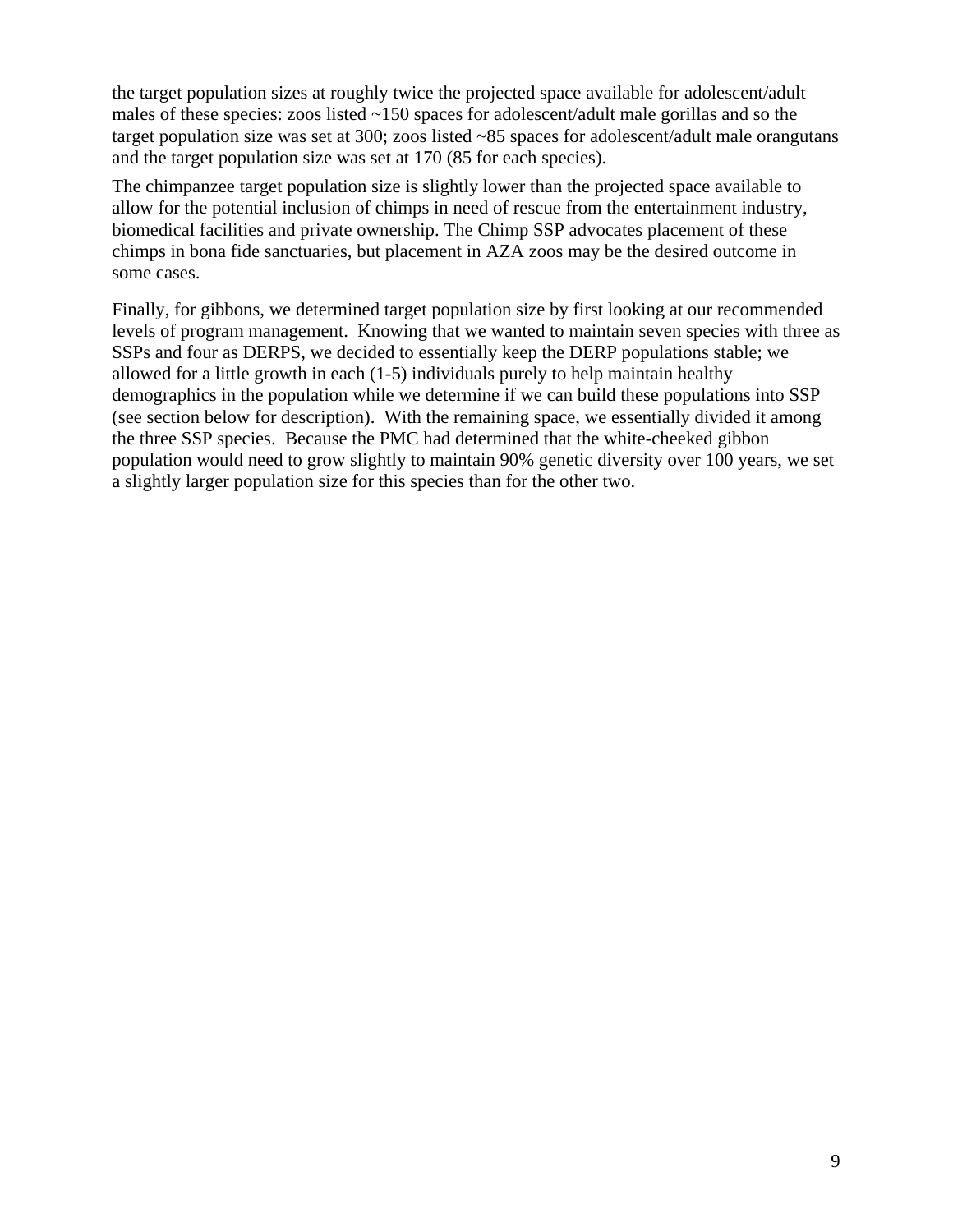the target population sizes at roughly twice the projected space available for adolescent/adult males of these species: zoos listed ~150 spaces for adolescent/adult male gorillas and so the target population size was set at 300; zoos listed ~85 spaces for adolescent/adult male orangutans and the target population size was set at 170 (85 for each species).

The chimpanzee target population size is slightly lower than the projected space available to allow for the potential inclusion of chimps in need of rescue from the entertainment industry, biomedical facilities and private ownership. The Chimp SSP advocates placement of these chimps in bona fide sanctuaries, but placement in AZA zoos may be the desired outcome in some cases.

Finally, for gibbons, we determined target population size by first looking at our recommended levels of program management. Knowing that we wanted to maintain seven species with three as SSPs and four as DERPS, we decided to essentially keep the DERP populations stable; we allowed for a little growth in each (1-5) individuals purely to help maintain healthy demographics in the population while we determine if we can build these populations into SSP (see section below for description). With the remaining space, we essentially divided it among the three SSP species. Because the PMC had determined that the white-cheeked gibbon population would need to grow slightly to maintain 90% genetic diversity over 100 years, we set a slightly larger population size for this species than for the other two.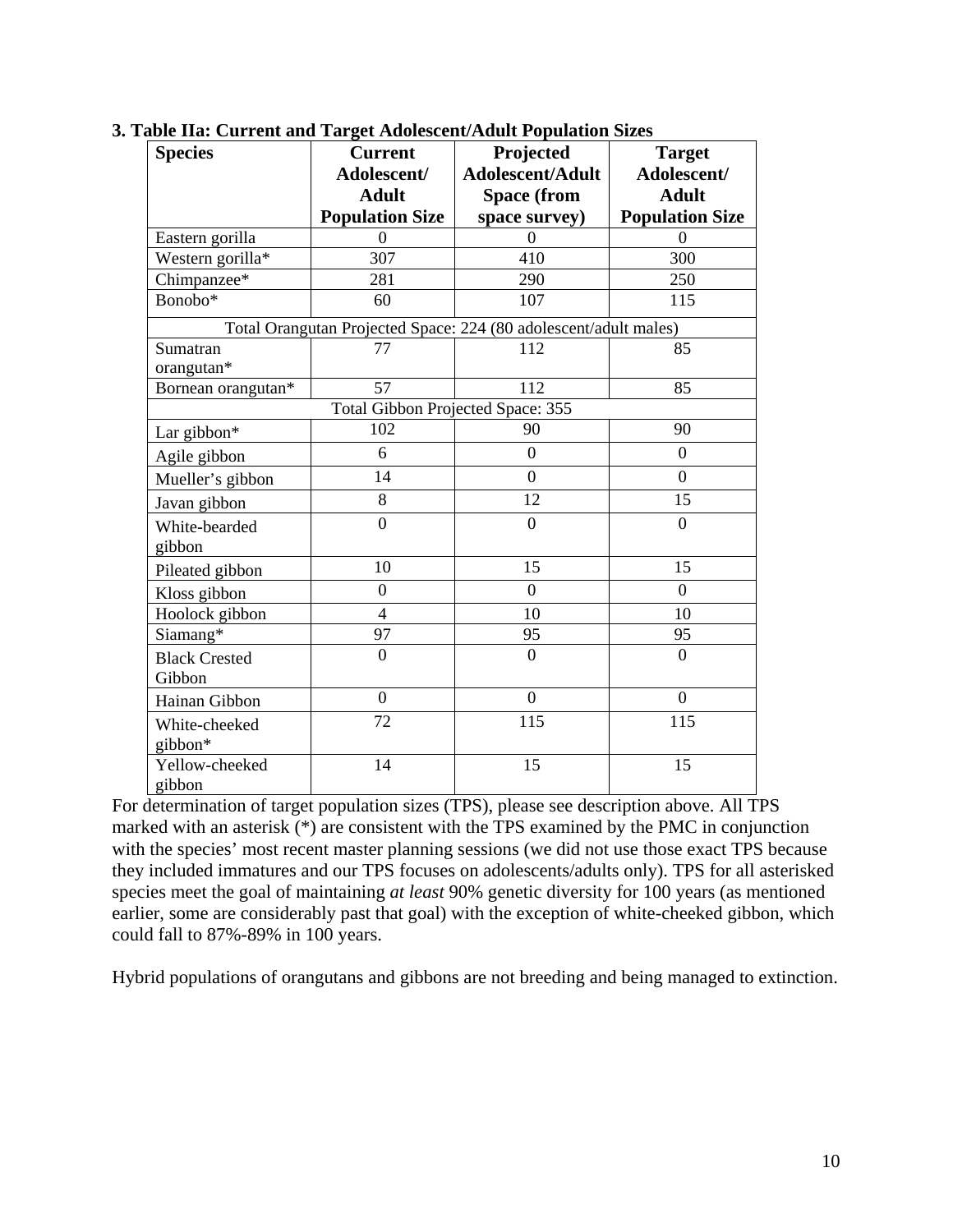**3. Table IIa: Current and Target Adolescent/Adult Population Sizes**

| Species | Current Adolescent/ Adult Population Size | Projected Adolescent/Adult Space (from space survey) | Target Adolescent/ Adult Population Size |
|---|---|---|---|
| Eastern gorilla | 0 | 0 | 0 |
| Western gorilla* | 307 | 410 | 300 |
| Chimpanzee* | 281 | 290 | 250 |
| Bonobo* | 60 | 107 | 115 |
| Total Orangutan Projected Space: 224 (80 adolescent/adult males) | | | |
| Sumatran orangutan* | 77 | 112 | 85 |
| Bornean orangutan* | 57 | 112 | 85 |
| Total Gibbon Projected Space: 355 | | | |
| Lar gibbon* | 102 | 90 | 90 |
| Agile gibbon | 6 | 0 | 0 |
| Mueller's gibbon | 14 | 0 | 0 |
| Javan gibbon | 8 | 12 | 15 |
| White-bearded gibbon | 0 | 0 | 0 |
| Pileated gibbon | 10 | 15 | 15 |
| Kloss gibbon | 0 | 0 | 0 |
| Hoolock gibbon | 4 | 10 | 10 |
| Siamang* | 97 | 95 | 95 |
| Black Crested Gibbon | 0 | 0 | 0 |
| Hainan Gibbon | 0 | 0 | 0 |
| White-cheeked gibbon* | 72 | 115 | 115 |
| Yellow-cheeked gibbon | 14 | 15 | 15 |

For determination of target population sizes (TPS), please see description above. All TPS marked with an asterisk (*) are consistent with the TPS examined by the PMC in conjunction with the species' most recent master planning sessions (we did not use those exact TPS because they included immatures and our TPS focuses on adolescents/adults only). TPS for all asterisked species meet the goal of maintaining *at least* 90% genetic diversity for 100 years (as mentioned earlier, some are considerably past that goal) with the exception of white-cheeked gibbon, which could fall to 87%-89% in 100 years.

Hybrid populations of orangutans and gibbons are not breeding and being managed to extinction.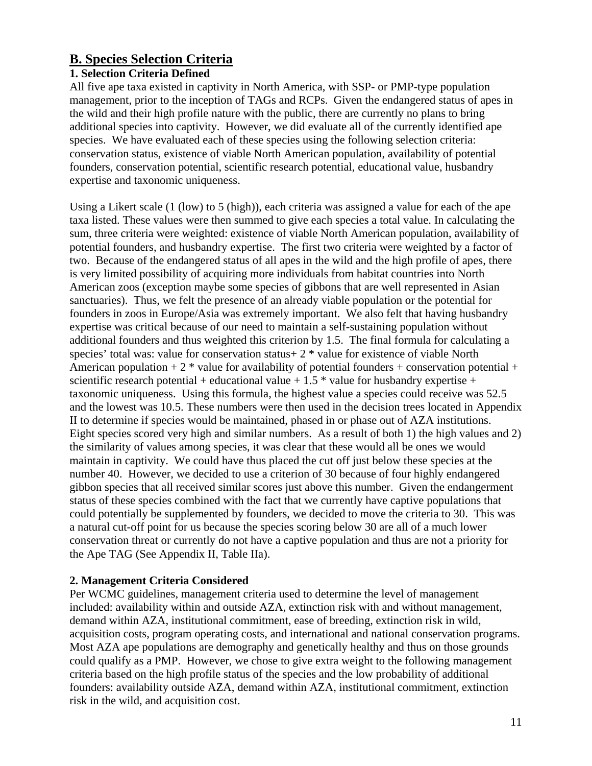## B. Species Selection Criteria

### 1. Selection Criteria Defined

All five ape taxa existed in captivity in North America, with SSP- or PMP-type population management, prior to the inception of TAGs and RCPs. Given the endangered status of apes in the wild and their high profile nature with the public, there are currently no plans to bring additional species into captivity. However, we did evaluate all of the currently identified ape species. We have evaluated each of these species using the following selection criteria: conservation status, existence of viable North American population, availability of potential founders, conservation potential, scientific research potential, educational value, husbandry expertise and taxonomic uniqueness.

Using a Likert scale (1 (low) to 5 (high)), each criteria was assigned a value for each of the ape taxa listed. These values were then summed to give each species a total value. In calculating the sum, three criteria were weighted: existence of viable North American population, availability of potential founders, and husbandry expertise. The first two criteria were weighted by a factor of two. Because of the endangered status of all apes in the wild and the high profile of apes, there is very limited possibility of acquiring more individuals from habitat countries into North American zoos (exception maybe some species of gibbons that are well represented in Asian sanctuaries). Thus, we felt the presence of an already viable population or the potential for founders in zoos in Europe/Asia was extremely important. We also felt that having husbandry expertise was critical because of our need to maintain a self-sustaining population without additional founders and thus weighted this criterion by 1.5. The final formula for calculating a species' total was: value for conservation status+ 2 * value for existence of viable North American population + 2 * value for availability of potential founders + conservation potential + scientific research potential + educational value + 1.5 * value for husbandry expertise + taxonomic uniqueness. Using this formula, the highest value a species could receive was 52.5 and the lowest was 10.5. These numbers were then used in the decision trees located in Appendix II to determine if species would be maintained, phased in or phase out of AZA institutions. Eight species scored very high and similar numbers. As a result of both 1) the high values and 2) the similarity of values among species, it was clear that these would all be ones we would maintain in captivity. We could have thus placed the cut off just below these species at the number 40. However, we decided to use a criterion of 30 because of four highly endangered gibbon species that all received similar scores just above this number. Given the endangerment status of these species combined with the fact that we currently have captive populations that could potentially be supplemented by founders, we decided to move the criteria to 30. This was a natural cut-off point for us because the species scoring below 30 are all of a much lower conservation threat or currently do not have a captive population and thus are not a priority for the Ape TAG (See Appendix II, Table IIa).

### 2. Management Criteria Considered

Per WCMC guidelines, management criteria used to determine the level of management included: availability within and outside AZA, extinction risk with and without management, demand within AZA, institutional commitment, ease of breeding, extinction risk in wild, acquisition costs, program operating costs, and international and national conservation programs. Most AZA ape populations are demography and genetically healthy and thus on those grounds could qualify as a PMP. However, we chose to give extra weight to the following management criteria based on the high profile status of the species and the low probability of additional founders: availability outside AZA, demand within AZA, institutional commitment, extinction risk in the wild, and acquisition cost.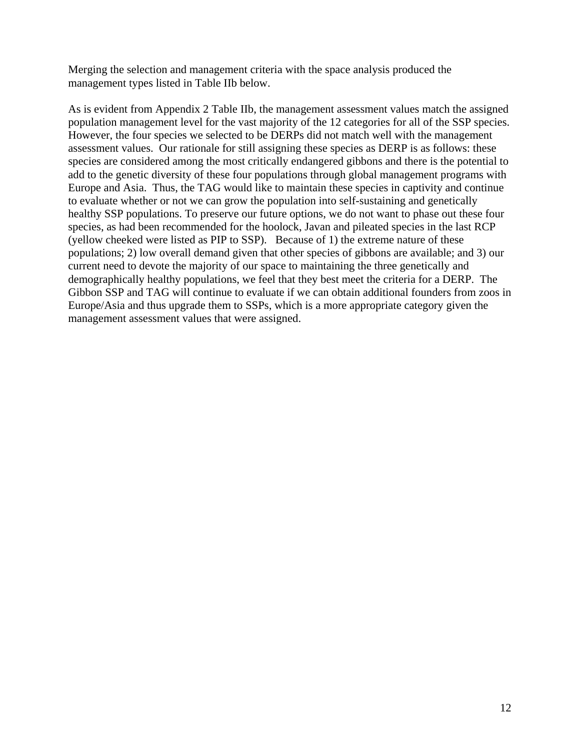Merging the selection and management criteria with the space analysis produced the management types listed in Table IIb below.

As is evident from Appendix 2 Table IIb, the management assessment values match the assigned population management level for the vast majority of the 12 categories for all of the SSP species. However, the four species we selected to be DERPs did not match well with the management assessment values. Our rationale for still assigning these species as DERP is as follows: these species are considered among the most critically endangered gibbons and there is the potential to add to the genetic diversity of these four populations through global management programs with Europe and Asia. Thus, the TAG would like to maintain these species in captivity and continue to evaluate whether or not we can grow the population into self-sustaining and genetically healthy SSP populations. To preserve our future options, we do not want to phase out these four species, as had been recommended for the hoolock, Javan and pileated species in the last RCP (yellow cheeked were listed as PIP to SSP). Because of 1) the extreme nature of these populations; 2) low overall demand given that other species of gibbons are available; and 3) our current need to devote the majority of our space to maintaining the three genetically and demographically healthy populations, we feel that they best meet the criteria for a DERP. The Gibbon SSP and TAG will continue to evaluate if we can obtain additional founders from zoos in Europe/Asia and thus upgrade them to SSPs, which is a more appropriate category given the management assessment values that were assigned.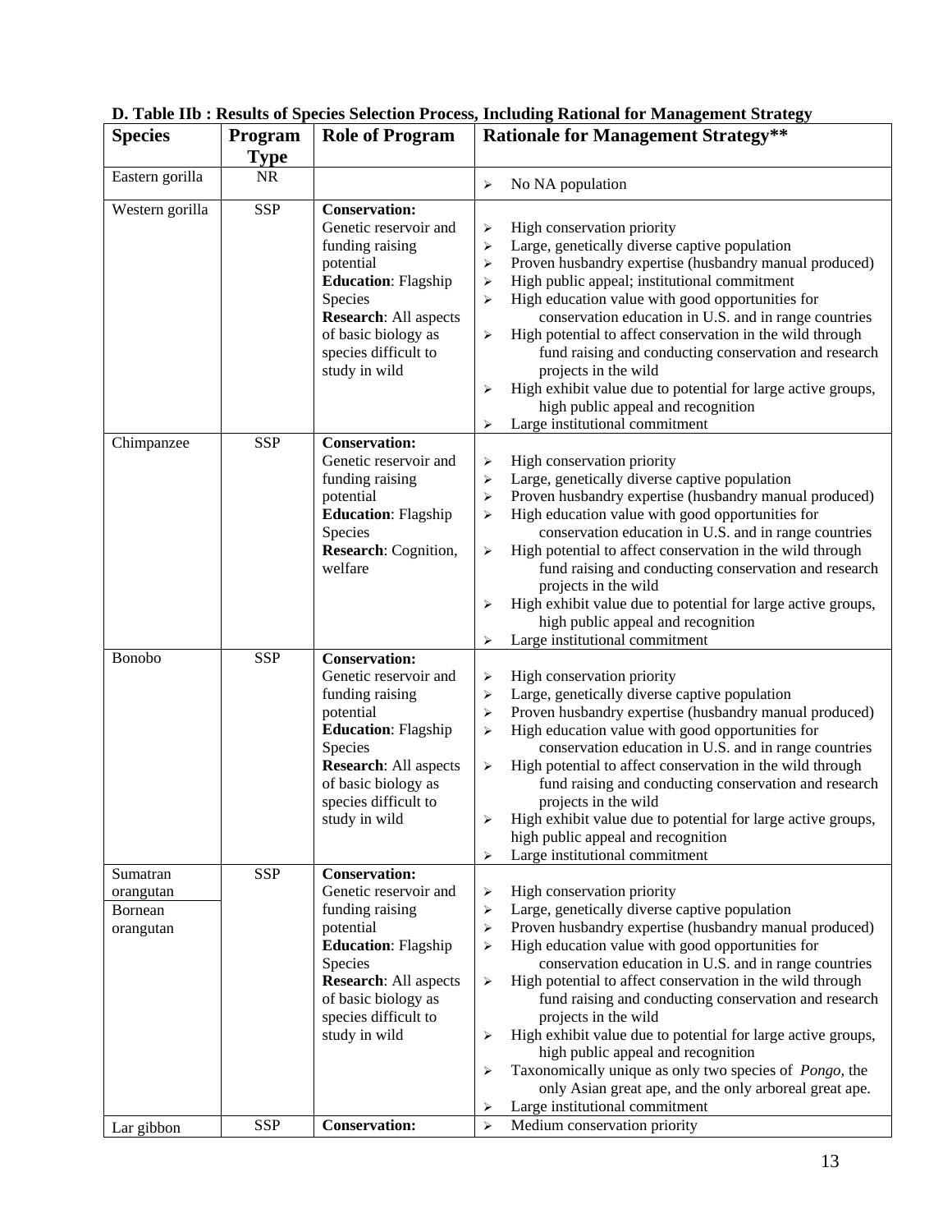### D. Table IIb : Results of Species Selection Process, Including Rational for Management Strategy

| Species | Program Type | Role of Program | Rationale for Management Strategy** |
|---|---|---|---|
| Eastern gorilla | NR | | ➢ No NA population |
| Western gorilla | SSP | **Conservation:** Genetic reservoir and funding raising potential<br>**Education**: Flagship Species<br>**Research**: All aspects of basic biology as species difficult to study in wild | ➢ High conservation priority<br>➢ Large, genetically diverse captive population<br>➢ Proven husbandry expertise (husbandry manual produced)<br>➢ High public appeal; institutional commitment<br>➢ High education value with good opportunities for conservation education in U.S. and in range countries<br>➢ High potential to affect conservation in the wild through fund raising and conducting conservation and research projects in the wild<br>➢ High exhibit value due to potential for large active groups, high public appeal and recognition<br>➢ Large institutional commitment |
| Chimpanzee | SSP | **Conservation:** Genetic reservoir and funding raising potential<br>**Education**: Flagship Species<br>**Research**: Cognition, welfare | ➢ High conservation priority<br>➢ Large, genetically diverse captive population<br>➢ Proven husbandry expertise (husbandry manual produced)<br>➢ High education value with good opportunities for conservation education in U.S. and in range countries<br>➢ High potential to affect conservation in the wild through fund raising and conducting conservation and research projects in the wild<br>➢ High exhibit value due to potential for large active groups, high public appeal and recognition<br>➢ Large institutional commitment |
| Bonobo | SSP | **Conservation:** Genetic reservoir and funding raising potential<br>**Education**: Flagship Species<br>**Research**: All aspects of basic biology as species difficult to study in wild | ➢ High conservation priority<br>➢ Large, genetically diverse captive population<br>➢ Proven husbandry expertise (husbandry manual produced)<br>➢ High education value with good opportunities for conservation education in U.S. and in range countries<br>➢ High potential to affect conservation in the wild through fund raising and conducting conservation and research projects in the wild<br>➢ High exhibit value due to potential for large active groups, high public appeal and recognition<br>➢ Large institutional commitment |
| Sumatran orangutan<br>Bornean orangutan | SSP | **Conservation:** Genetic reservoir and funding raising potential<br>**Education**: Flagship Species<br>**Research**: All aspects of basic biology as species difficult to study in wild | ➢ High conservation priority<br>➢ Large, genetically diverse captive population<br>➢ Proven husbandry expertise (husbandry manual produced)<br>➢ High education value with good opportunities for conservation education in U.S. and in range countries<br>➢ High potential to affect conservation in the wild through fund raising and conducting conservation and research projects in the wild<br>➢ High exhibit value due to potential for large active groups, high public appeal and recognition<br>➢ Taxonomically unique as only two species of *Pongo*, the only Asian great ape, and the only arboreal great ape.<br>➢ Large institutional commitment |
| Lar gibbon | SSP | **Conservation:** | ➢ Medium conservation priority |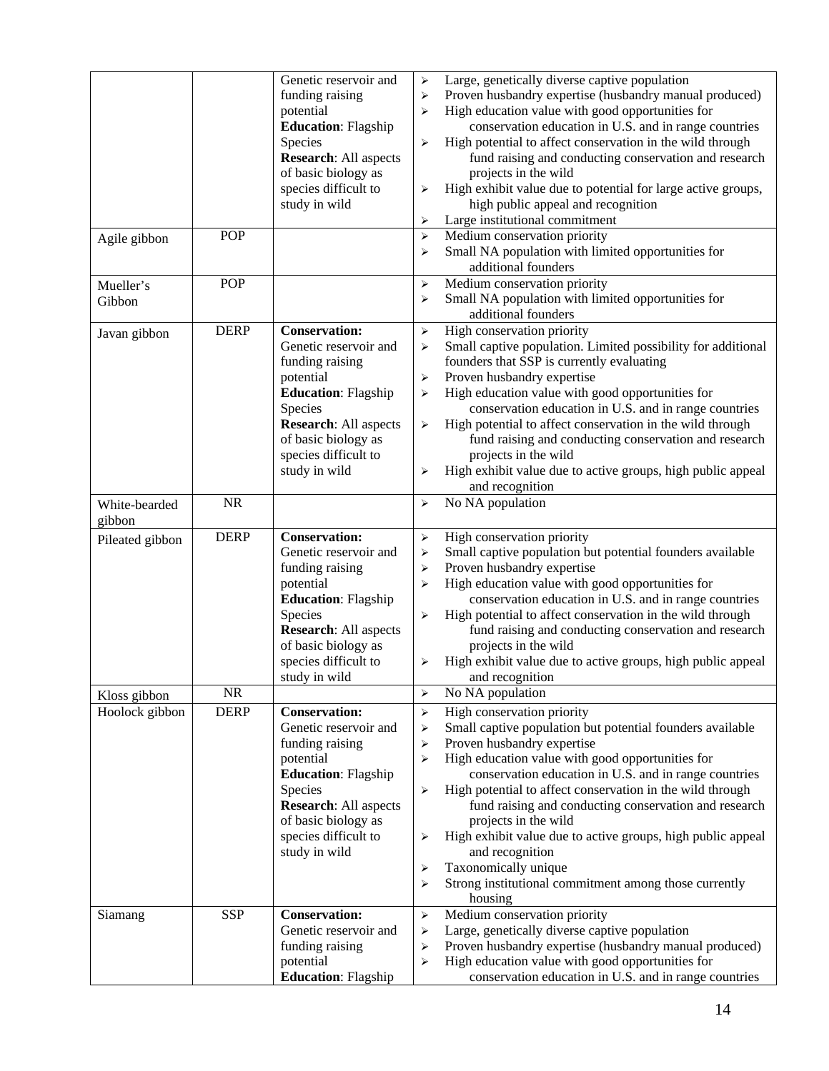| | | | |
|---|---|---|---|
| | | Genetic reservoir and funding raising potential<br>**Education**: Flagship Species<br>**Research**: All aspects of basic biology as species difficult to study in wild | ➢ Large, genetically diverse captive population<br>➢ Proven husbandry expertise (husbandry manual produced)<br>➢ High education value with good opportunities for conservation education in U.S. and in range countries<br>➢ High potential to affect conservation in the wild through fund raising and conducting conservation and research projects in the wild<br>➢ High exhibit value due to potential for large active groups, high public appeal and recognition<br>➢ Large institutional commitment |
| Agile gibbon | POP | | ➢ Medium conservation priority<br>➢ Small NA population with limited opportunities for additional founders |
| Mueller's Gibbon | POP | | ➢ Medium conservation priority<br>➢ Small NA population with limited opportunities for additional founders |
| Javan gibbon | DERP | **Conservation:** Genetic reservoir and funding raising potential<br>**Education**: Flagship Species<br>**Research**: All aspects of basic biology as species difficult to study in wild | ➢ High conservation priority<br>➢ Small captive population. Limited possibility for additional founders that SSP is currently evaluating<br>➢ Proven husbandry expertise<br>➢ High education value with good opportunities for conservation education in U.S. and in range countries<br>➢ High potential to affect conservation in the wild through fund raising and conducting conservation and research projects in the wild<br>➢ High exhibit value due to active groups, high public appeal and recognition |
| White-bearded gibbon | NR | | ➢ No NA population |
| Pileated gibbon | DERP | **Conservation:** Genetic reservoir and funding raising potential<br>**Education**: Flagship Species<br>**Research**: All aspects of basic biology as species difficult to study in wild | ➢ High conservation priority<br>➢ Small captive population but potential founders available<br>➢ Proven husbandry expertise<br>➢ High education value with good opportunities for conservation education in U.S. and in range countries<br>➢ High potential to affect conservation in the wild through fund raising and conducting conservation and research projects in the wild<br>➢ High exhibit value due to active groups, high public appeal and recognition |
| Kloss gibbon | NR | | ➢ No NA population |
| Hoolock gibbon | DERP | **Conservation:** Genetic reservoir and funding raising potential<br>**Education**: Flagship Species<br>**Research**: All aspects of basic biology as species difficult to study in wild | ➢ High conservation priority<br>➢ Small captive population but potential founders available<br>➢ Proven husbandry expertise<br>➢ High education value with good opportunities for conservation education in U.S. and in range countries<br>➢ High potential to affect conservation in the wild through fund raising and conducting conservation and research projects in the wild<br>➢ High exhibit value due to active groups, high public appeal and recognition<br>➢ Taxonomically unique<br>➢ Strong institutional commitment among those currently housing |
| Siamang | SSP | **Conservation:** Genetic reservoir and funding raising potential<br>**Education**: Flagship | ➢ Medium conservation priority<br>➢ Large, genetically diverse captive population<br>➢ Proven husbandry expertise (husbandry manual produced)<br>➢ High education value with good opportunities for conservation education in U.S. and in range countries |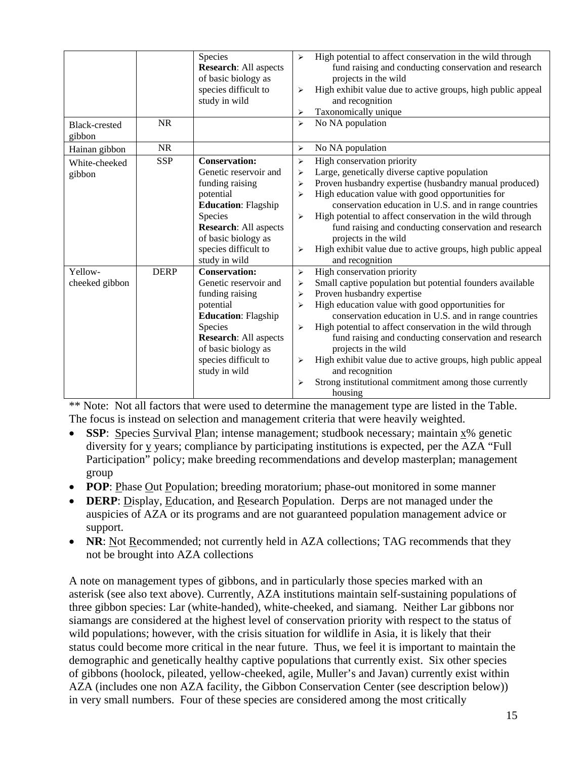| | | | |
|---|---|---|---|
| | | Species **Research**: All aspects of basic biology as species difficult to study in wild | ➢ High potential to affect conservation in the wild through fund raising and conducting conservation and research projects in the wild<br>➢ High exhibit value due to active groups, high public appeal and recognition<br>➢ Taxonomically unique |
| Black-crested gibbon | NR | | ➢ No NA population |
| Hainan gibbon | NR | | ➢ No NA population |
| White-cheeked gibbon | SSP | **Conservation:** Genetic reservoir and funding raising potential **Education**: Flagship Species **Research**: All aspects of basic biology as species difficult to study in wild | ➢ High conservation priority<br>➢ Large, genetically diverse captive population<br>➢ Proven husbandry expertise (husbandry manual produced)<br>➢ High education value with good opportunities for conservation education in U.S. and in range countries<br>➢ High potential to affect conservation in the wild through fund raising and conducting conservation and research projects in the wild<br>➢ High exhibit value due to active groups, high public appeal and recognition |
| Yellow-cheeked gibbon | DERP | **Conservation:** Genetic reservoir and funding raising potential **Education**: Flagship Species **Research**: All aspects of basic biology as species difficult to study in wild | ➢ High conservation priority<br>➢ Small captive population but potential founders available<br>➢ Proven husbandry expertise<br>➢ High education value with good opportunities for conservation education in U.S. and in range countries<br>➢ High potential to affect conservation in the wild through fund raising and conducting conservation and research projects in the wild<br>➢ High exhibit value due to active groups, high public appeal and recognition<br>➢ Strong institutional commitment among those currently housing |

** Note: Not all factors that were used to determine the management type are listed in the Table. The focus is instead on selection and management criteria that were heavily weighted.

- **SSP**: Species Survival Plan; intense management; studbook necessary; maintain x% genetic diversity for y years; compliance by participating institutions is expected, per the AZA "Full Participation" policy; make breeding recommendations and develop masterplan; management group
- **POP**: Phase Out Population; breeding moratorium; phase-out monitored in some manner
- **DERP**: Display, Education, and Research Population. Derps are not managed under the auspicies of AZA or its programs and are not guaranteed population management advice or support.
- **NR**: Not Recommended; not currently held in AZA collections; TAG recommends that they not be brought into AZA collections

A note on management types of gibbons, and in particularly those species marked with an asterisk (see also text above). Currently, AZA institutions maintain self-sustaining populations of three gibbon species: Lar (white-handed), white-cheeked, and siamang. Neither Lar gibbons nor siamangs are considered at the highest level of conservation priority with respect to the status of wild populations; however, with the crisis situation for wildlife in Asia, it is likely that their status could become more critical in the near future. Thus, we feel it is important to maintain the demographic and genetically healthy captive populations that currently exist. Six other species of gibbons (hoolock, pileated, yellow-cheeked, agile, Muller's and Javan) currently exist within AZA (includes one non AZA facility, the Gibbon Conservation Center (see description below)) in very small numbers. Four of these species are considered among the most critically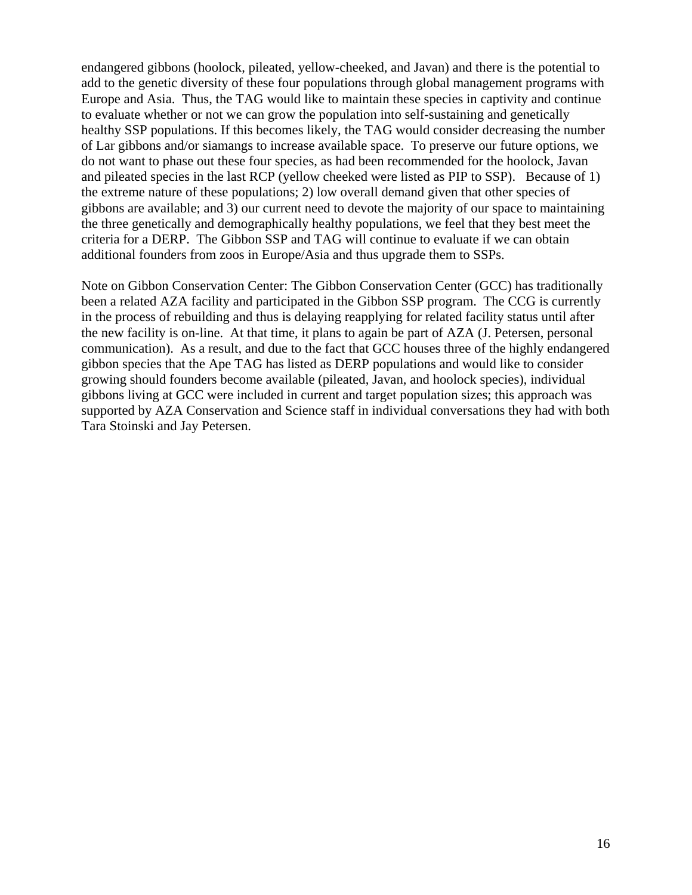endangered gibbons (hoolock, pileated, yellow-cheeked, and Javan) and there is the potential to add to the genetic diversity of these four populations through global management programs with Europe and Asia. Thus, the TAG would like to maintain these species in captivity and continue to evaluate whether or not we can grow the population into self-sustaining and genetically healthy SSP populations. If this becomes likely, the TAG would consider decreasing the number of Lar gibbons and/or siamangs to increase available space. To preserve our future options, we do not want to phase out these four species, as had been recommended for the hoolock, Javan and pileated species in the last RCP (yellow cheeked were listed as PIP to SSP). Because of 1) the extreme nature of these populations; 2) low overall demand given that other species of gibbons are available; and 3) our current need to devote the majority of our space to maintaining the three genetically and demographically healthy populations, we feel that they best meet the criteria for a DERP. The Gibbon SSP and TAG will continue to evaluate if we can obtain additional founders from zoos in Europe/Asia and thus upgrade them to SSPs.

Note on Gibbon Conservation Center: The Gibbon Conservation Center (GCC) has traditionally been a related AZA facility and participated in the Gibbon SSP program. The CCG is currently in the process of rebuilding and thus is delaying reapplying for related facility status until after the new facility is on-line. At that time, it plans to again be part of AZA (J. Petersen, personal communication). As a result, and due to the fact that GCC houses three of the highly endangered gibbon species that the Ape TAG has listed as DERP populations and would like to consider growing should founders become available (pileated, Javan, and hoolock species), individual gibbons living at GCC were included in current and target population sizes; this approach was supported by AZA Conservation and Science staff in individual conversations they had with both Tara Stoinski and Jay Petersen.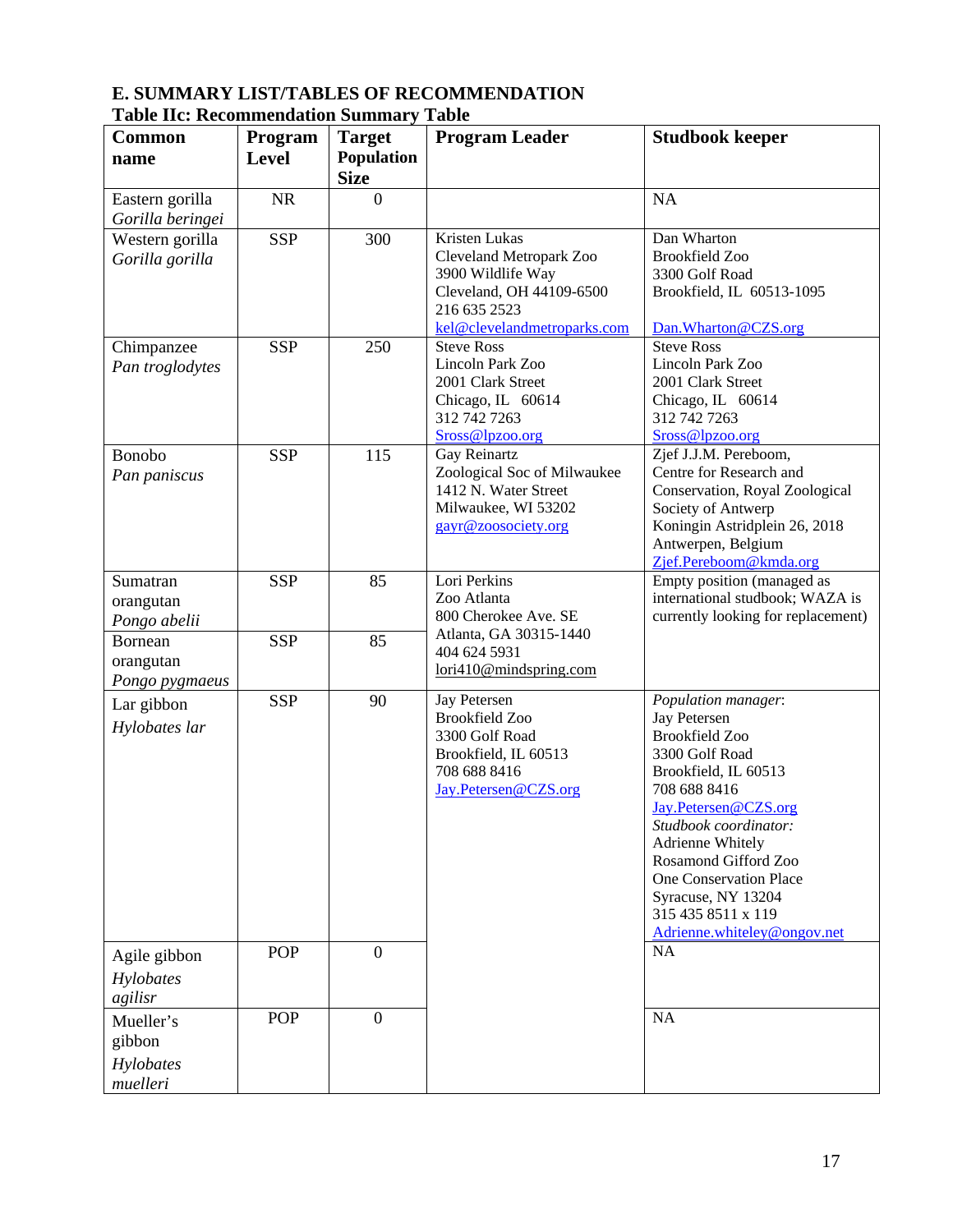## E. SUMMARY LIST/TABLES OF RECOMMENDATION

**Table IIc: Recommendation Summary Table**

| Common name | Program Level | Target Population Size | Program Leader | Studbook keeper |
|---|---|---|---|---|
| Eastern gorilla *Gorilla beringei* | NR | 0 | | NA |
| Western gorilla *Gorilla gorilla* | SSP | 300 | Kristen Lukas<br>Cleveland Metropark Zoo<br>3900 Wildlife Way<br>Cleveland, OH 44109-6500<br>216 635 2523<br>kel@clevelandmetroparks.com | Dan Wharton<br>Brookfield Zoo<br>3300 Golf Road<br>Brookfield, IL 60513-1095<br><br>Dan.Wharton@CZS.org |
| Chimpanzee *Pan troglodytes* | SSP | 250 | Steve Ross<br>Lincoln Park Zoo<br>2001 Clark Street<br>Chicago, IL 60614<br>312 742 7263<br>Sross@lpzoo.org | Steve Ross<br>Lincoln Park Zoo<br>2001 Clark Street<br>Chicago, IL 60614<br>312 742 7263<br>Sross@lpzoo.org |
| Bonobo *Pan paniscus* | SSP | 115 | Gay Reinartz<br>Zoological Soc of Milwaukee<br>1412 N. Water Street<br>Milwaukee, WI 53202<br>gayr@zoosociety.org | Zjef J.J.M. Pereboom,<br>Centre for Research and Conservation, Royal Zoological Society of Antwerp<br>Koningin Astridplein 26, 2018 Antwerpen, Belgium<br>Zjef.Pereboom@kmda.org |
| Sumatran orangutan *Pongo abelii* | SSP | 85 | Lori Perkins<br>Zoo Atlanta<br>800 Cherokee Ave. SE<br>Atlanta, GA 30315-1440<br>404 624 5931<br>lori410@mindspring.com | Empty position (managed as international studbook; WAZA is currently looking for replacement) |
| Bornean orangutan *Pongo pygmaeus* | SSP | 85 | | |
| Lar gibbon *Hylobates lar* | SSP | 90 | Jay Petersen<br>Brookfield Zoo<br>3300 Golf Road<br>Brookfield, IL 60513<br>708 688 8416<br>Jay.Petersen@CZS.org | *Population manager*:<br>Jay Petersen<br>Brookfield Zoo<br>3300 Golf Road<br>Brookfield, IL 60513<br>708 688 8416<br>Jay.Petersen@CZS.org<br>*Studbook coordinator:*<br>Adrienne Whitely<br>Rosamond Gifford Zoo<br>One Conservation Place<br>Syracuse, NY 13204<br>315 435 8511 x 119<br>Adrienne.whiteley@ongov.net |
| Agile gibbon *Hylobates agilisr* | POP | 0 | | NA |
| Mueller's gibbon *Hylobates muelleri* | POP | 0 | | NA |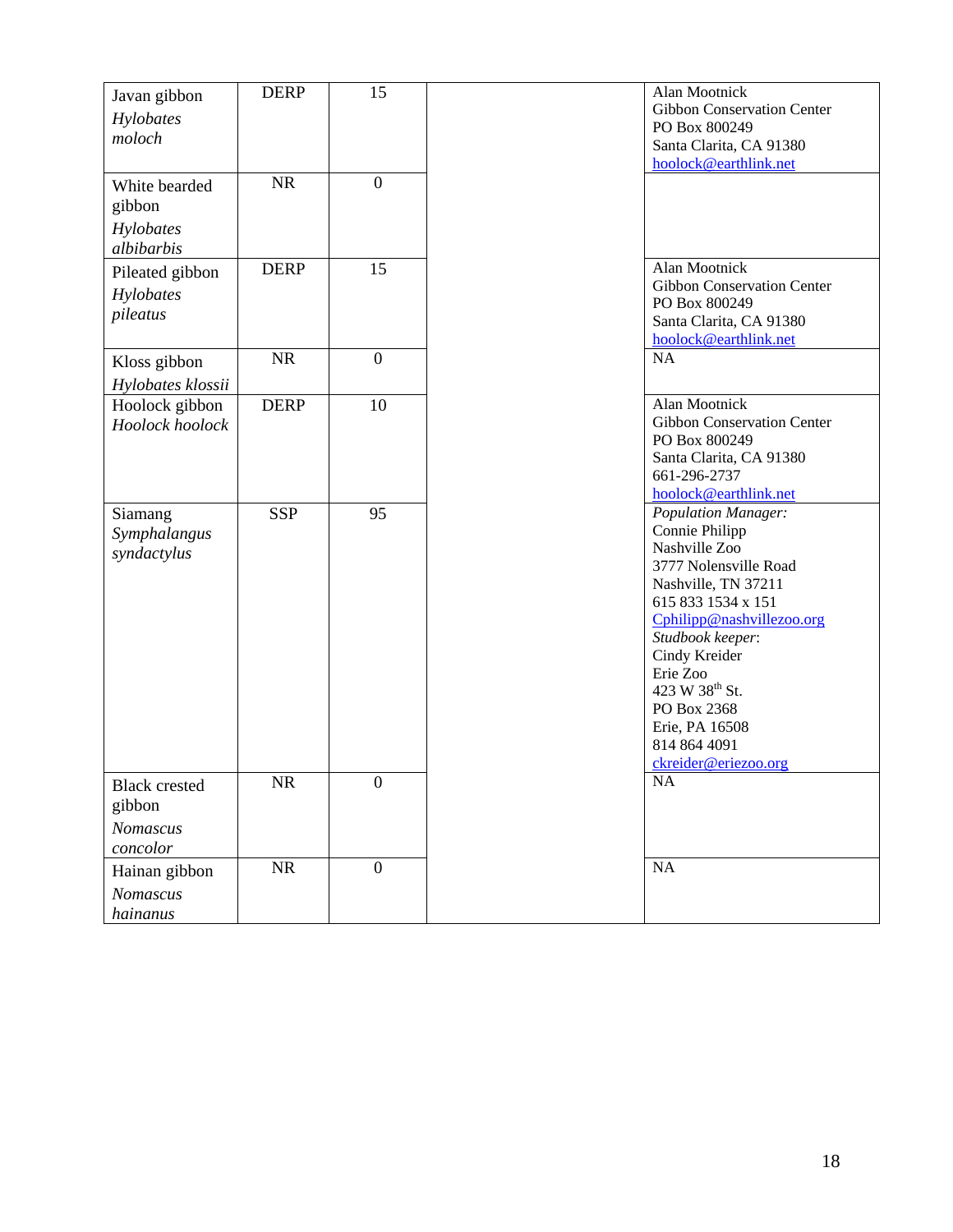| | | | | |
|---|---|---|---|---|
| Javan gibbon *Hylobates moloch* | DERP | 15 | | Alan Mootnick<br>Gibbon Conservation Center<br>PO Box 800249<br>Santa Clarita, CA 91380<br>hoolock@earthlink.net |
| White bearded gibbon *Hylobates albibarbis* | NR | 0 | | |
| Pileated gibbon *Hylobates pileatus* | DERP | 15 | | Alan Mootnick<br>Gibbon Conservation Center<br>PO Box 800249<br>Santa Clarita, CA 91380<br>hoolock@earthlink.net |
| Kloss gibbon *Hylobates klossii* | NR | 0 | | NA |
| Hoolock gibbon *Hoolock hoolock* | DERP | 10 | | Alan Mootnick<br>Gibbon Conservation Center<br>PO Box 800249<br>Santa Clarita, CA 91380<br>661-296-2737<br>hoolock@earthlink.net |
| Siamang *Symphalangus syndactylus* | SSP | 95 | | *Population Manager:*<br>Connie Philipp<br>Nashville Zoo<br>3777 Nolensville Road<br>Nashville, TN 37211<br>615 833 1534 x 151<br>Cphilipp@nashvillezoo.org<br>*Studbook keeper*:<br>Cindy Kreider<br>Erie Zoo<br>423 W 38th St.<br>PO Box 2368<br>Erie, PA 16508<br>814 864 4091<br>ckreider@eriezoo.org |
| Black crested gibbon *Nomascus concolor* | NR | 0 | | NA |
| Hainan gibbon *Nomascus hainanus* | NR | 0 | | NA |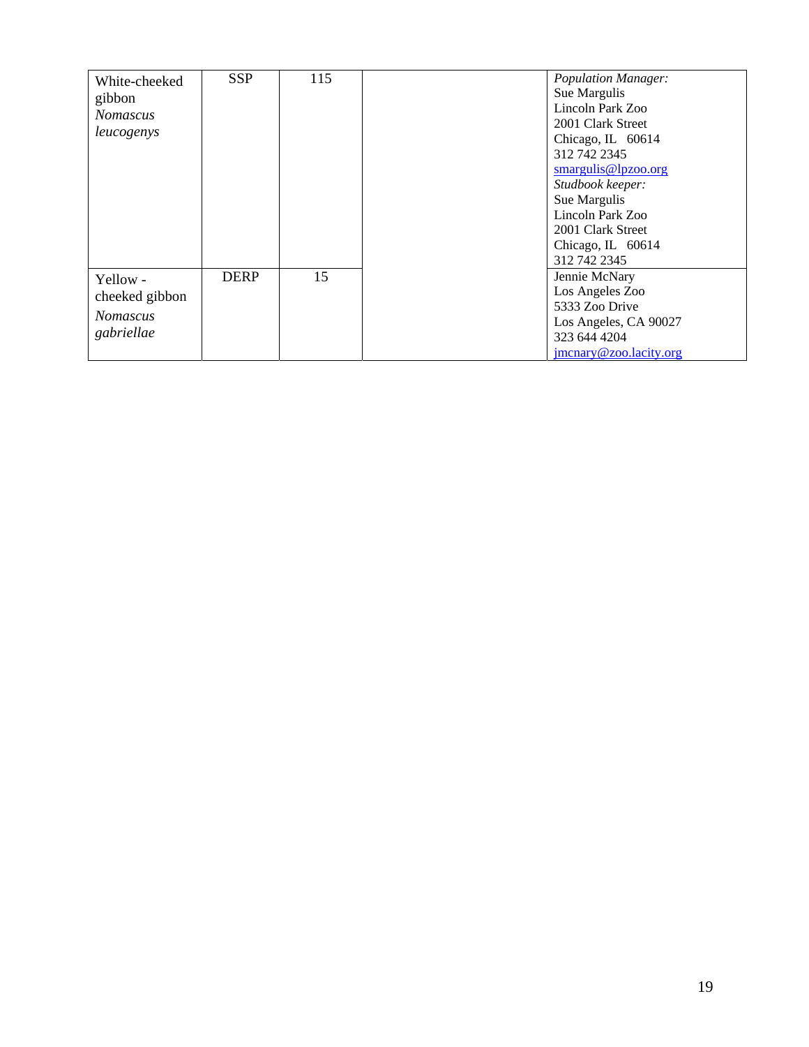| | | | | |
|---|---|---|---|---|
| White-cheeked gibbon *Nomascus leucogenys* | SSP | 115 | | *Population Manager:* Sue Margulis Lincoln Park Zoo 2001 Clark Street Chicago, IL 60614 312 742 2345 smargulis@lpzoo.org *Studbook keeper:* Sue Margulis Lincoln Park Zoo 2001 Clark Street Chicago, IL 60614 312 742 2345 |
| Yellow - cheeked gibbon *Nomascus gabriellae* | DERP | 15 | | Jennie McNary Los Angeles Zoo 5333 Zoo Drive Los Angeles, CA 90027 323 644 4204 jmcnary@zoo.lacity.org |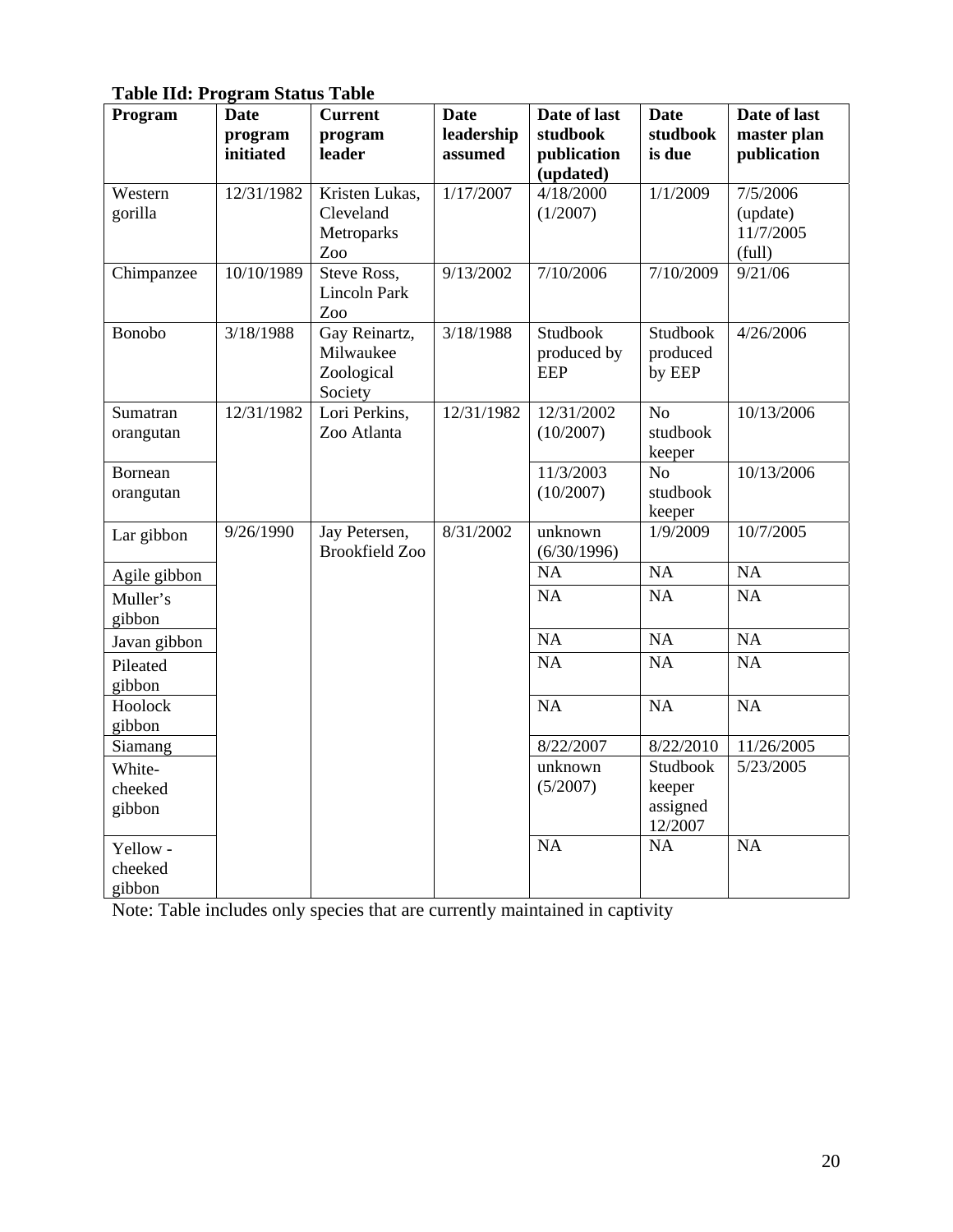**Table IId: Program Status Table**

| Program | Date program initiated | Current program leader | Date leadership assumed | Date of last studbook publication (updated) | Date studbook is due | Date of last master plan publication |
|---|---|---|---|---|---|---|
| Western gorilla | 12/31/1982 | Kristen Lukas, Cleveland Metroparks Zoo | 1/17/2007 | 4/18/2000 (1/2007) | 1/1/2009 | 7/5/2006 (update) 11/7/2005 (full) |
| Chimpanzee | 10/10/1989 | Steve Ross, Lincoln Park Zoo | 9/13/2002 | 7/10/2006 | 7/10/2009 | 9/21/06 |
| Bonobo | 3/18/1988 | Gay Reinartz, Milwaukee Zoological Society | 3/18/1988 | Studbook produced by EEP | Studbook produced by EEP | 4/26/2006 |
| Sumatran orangutan | 12/31/1982 | Lori Perkins, Zoo Atlanta | 12/31/1982 | 12/31/2002 (10/2007) | No studbook keeper | 10/13/2006 |
| Bornean orangutan | | | | 11/3/2003 (10/2007) | No studbook keeper | 10/13/2006 |
| Lar gibbon | 9/26/1990 | Jay Petersen, Brookfield Zoo | 8/31/2002 | unknown (6/30/1996) | 1/9/2009 | 10/7/2005 |
| Agile gibbon | | | | NA | NA | NA |
| Muller's gibbon | | | | NA | NA | NA |
| Javan gibbon | | | | NA | NA | NA |
| Pileated gibbon | | | | NA | NA | NA |
| Hoolock gibbon | | | | NA | NA | NA |
| Siamang | | | | 8/22/2007 | 8/22/2010 | 11/26/2005 |
| White-cheeked gibbon | | | | unknown (5/2007) | Studbook keeper assigned 12/2007 | 5/23/2005 |
| Yellow - cheeked gibbon | | | | NA | NA | NA |

Note: Table includes only species that are currently maintained in captivity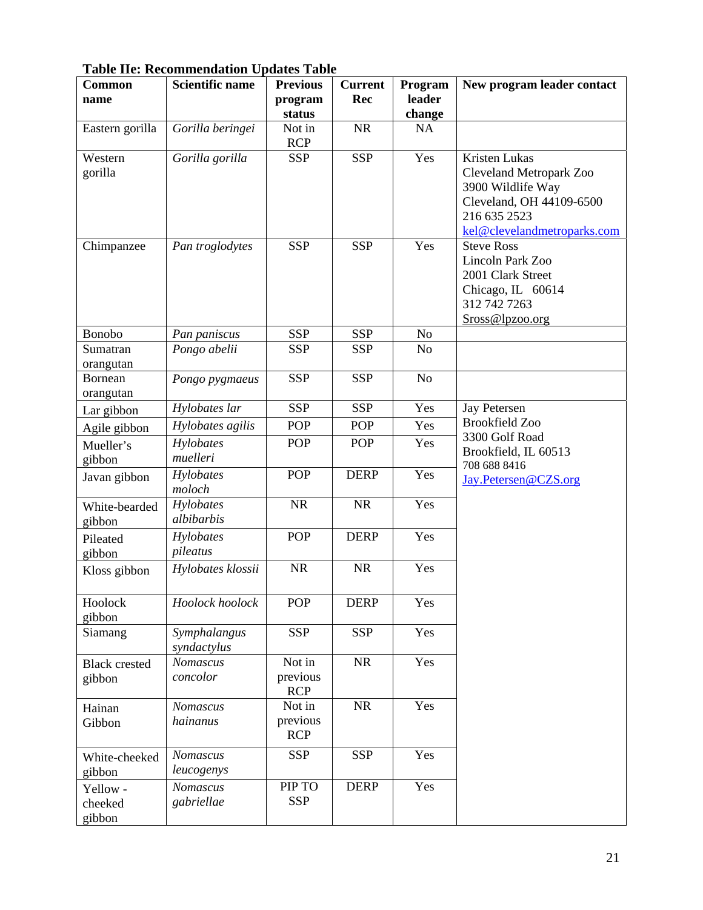**Table IIe: Recommendation Updates Table**

| Common name | Scientific name | Previous program status | Current Rec | Program leader change | New program leader contact |
|---|---|---|---|---|---|
| Eastern gorilla | *Gorilla beringei* | Not in RCP | NR | NA | |
| Western gorilla | *Gorilla gorilla* | SSP | SSP | Yes | Kristen Lukas<br>Cleveland Metropark Zoo<br>3900 Wildlife Way<br>Cleveland, OH 44109-6500<br>216 635 2523<br>kel@clevelandmetroparks.com |
| Chimpanzee | *Pan troglodytes* | SSP | SSP | Yes | Steve Ross<br>Lincoln Park Zoo<br>2001 Clark Street<br>Chicago, IL 60614<br>312 742 7263<br>Sross@lpzoo.org |
| Bonobo | *Pan paniscus* | SSP | SSP | No | |
| Sumatran orangutan | *Pongo abelii* | SSP | SSP | No | |
| Bornean orangutan | *Pongo pygmaeus* | SSP | SSP | No | |
| Lar gibbon | *Hylobates lar* | SSP | SSP | Yes | Jay Petersen<br>Brookfield Zoo<br>3300 Golf Road<br>Brookfield, IL 60513<br>708 688 8416<br>Jay.Petersen@CZS.org |
| Agile gibbon | *Hylobates agilis* | POP | POP | Yes | |
| Mueller's gibbon | *Hylobates muelleri* | POP | POP | Yes | |
| Javan gibbon | *Hylobates moloch* | POP | DERP | Yes | |
| White-bearded gibbon | *Hylobates albibarbis* | NR | NR | Yes | |
| Pileated gibbon | *Hylobates pileatus* | POP | DERP | Yes | |
| Kloss gibbon | *Hylobates klossii* | NR | NR | Yes | |
| Hoolock gibbon | *Hoolock hoolock* | POP | DERP | Yes | |
| Siamang | *Symphalangus syndactylus* | SSP | SSP | Yes | |
| Black crested gibbon | *Nomascus concolor* | Not in previous RCP | NR | Yes | |
| Hainan Gibbon | *Nomascus hainanus* | Not in previous RCP | NR | Yes | |
| White-cheeked gibbon | *Nomascus leucogenys* | SSP | SSP | Yes | |
| Yellow - cheeked gibbon | *Nomascus gabriellae* | PIP TO SSP | DERP | Yes | |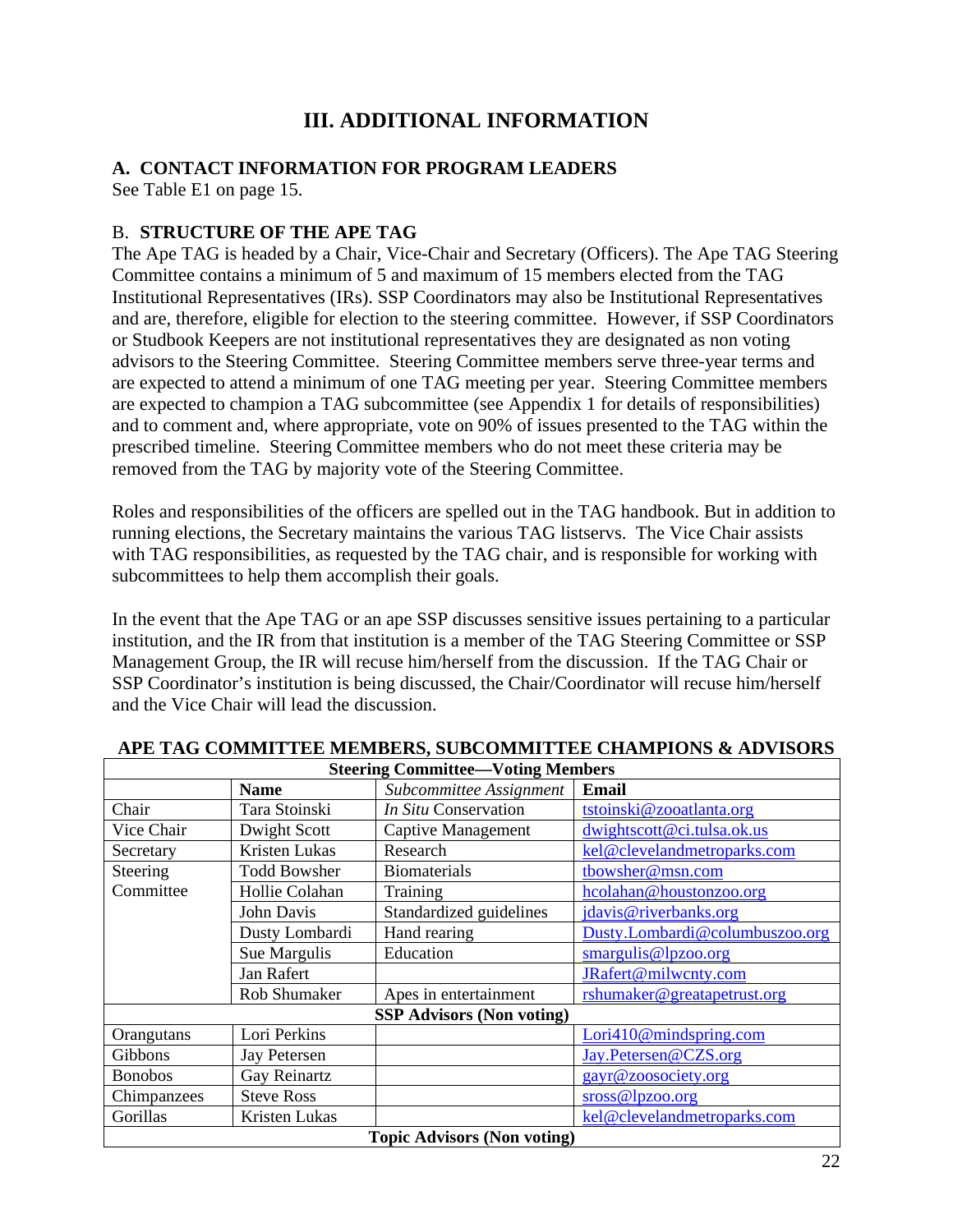# III. ADDITIONAL INFORMATION

## A. CONTACT INFORMATION FOR PROGRAM LEADERS

See Table E1 on page 15.

## B. STRUCTURE OF THE APE TAG

The Ape TAG is headed by a Chair, Vice-Chair and Secretary (Officers). The Ape TAG Steering Committee contains a minimum of 5 and maximum of 15 members elected from the TAG Institutional Representatives (IRs). SSP Coordinators may also be Institutional Representatives and are, therefore, eligible for election to the steering committee. However, if SSP Coordinators or Studbook Keepers are not institutional representatives they are designated as non voting advisors to the Steering Committee. Steering Committee members serve three-year terms and are expected to attend a minimum of one TAG meeting per year. Steering Committee members are expected to champion a TAG subcommittee (see Appendix 1 for details of responsibilities) and to comment and, where appropriate, vote on 90% of issues presented to the TAG within the prescribed timeline. Steering Committee members who do not meet these criteria may be removed from the TAG by majority vote of the Steering Committee.

Roles and responsibilities of the officers are spelled out in the TAG handbook. But in addition to running elections, the Secretary maintains the various TAG listservs. The Vice Chair assists with TAG responsibilities, as requested by the TAG chair, and is responsible for working with subcommittees to help them accomplish their goals.

In the event that the Ape TAG or an ape SSP discusses sensitive issues pertaining to a particular institution, and the IR from that institution is a member of the TAG Steering Committee or SSP Management Group, the IR will recuse him/herself from the discussion. If the TAG Chair or SSP Coordinator's institution is being discussed, the Chair/Coordinator will recuse him/herself and the Vice Chair will lead the discussion.

**APE TAG COMMITTEE MEMBERS, SUBCOMMITTEE CHAMPIONS & ADVISORS**

| **Steering Committee—Voting Members** | | | |
|---|---|---|---|
| | **Name** | *Subcommittee Assignment* | **Email** |
| Chair | Tara Stoinski | *In Situ* Conservation | tstoinski@zooatlanta.org |
| Vice Chair | Dwight Scott | Captive Management | dwightscott@ci.tulsa.ok.us |
| Secretary | Kristen Lukas | Research | kel@clevelandmetroparks.com |
| Steering Committee | Todd Bowsher | Biomaterials | tbowsher@msn.com |
| | Hollie Colahan | Training | hcolahan@houstonzoo.org |
| | John Davis | Standardized guidelines | jdavis@riverbanks.org |
| | Dusty Lombardi | Hand rearing | Dusty.Lombardi@columbuszoo.org |
| | Sue Margulis | Education | smargulis@lpzoo.org |
| | Jan Rafert | | JRafert@milwcnty.com |
| | Rob Shumaker | Apes in entertainment | rshumaker@greatapetrust.org |
| **SSP Advisors (Non voting)** | | | |
| Orangutans | Lori Perkins | | Lori410@mindspring.com |
| Gibbons | Jay Petersen | | Jay.Petersen@CZS.org |
| Bonobos | Gay Reinartz | | gayr@zoosociety.org |
| Chimpanzees | Steve Ross | | sross@lpzoo.org |
| Gorillas | Kristen Lukas | | kel@clevelandmetroparks.com |
| **Topic Advisors (Non voting)** | | | |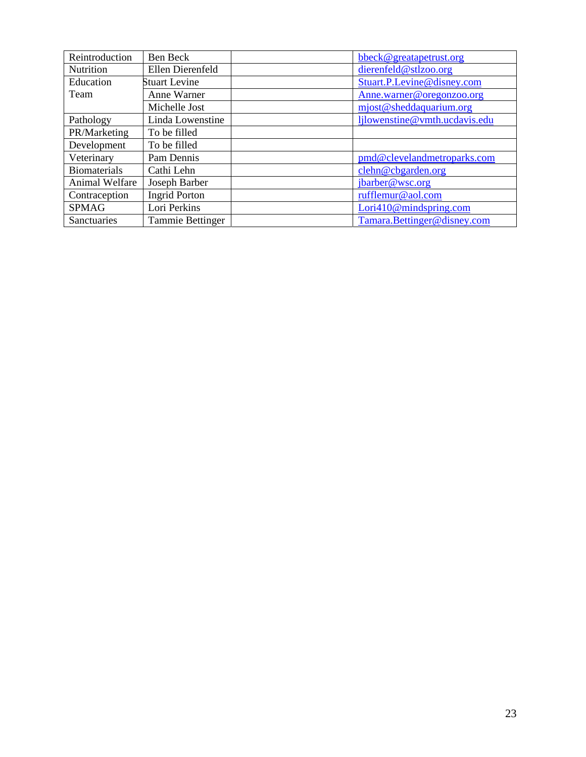| Reintroduction | Ben Beck | | bbeck@greatapetrust.org |
|---|---|---|---|
| Nutrition | Ellen Dierenfeld | | dierenfeld@stlzoo.org |
| Education Team | Stuart Levine | | Stuart.P.Levine@disney.com |
| | Anne Warner | | Anne.warner@oregonzoo.org |
| | Michelle Jost | | mjost@sheddaquarium.org |
| Pathology | Linda Lowenstine | | ljlowenstine@vmth.ucdavis.edu |
| PR/Marketing | To be filled | | |
| Development | To be filled | | |
| Veterinary | Pam Dennis | | pmd@clevelandmetroparks.com |
| Biomaterials | Cathi Lehn | | clehn@cbgarden.org |
| Animal Welfare | Joseph Barber | | jbarber@wsc.org |
| Contraception | Ingrid Porton | | rufflemur@aol.com |
| SPMAG | Lori Perkins | | Lori410@mindspring.com |
| Sanctuaries | Tammie Bettinger | | Tamara.Bettinger@disney.com |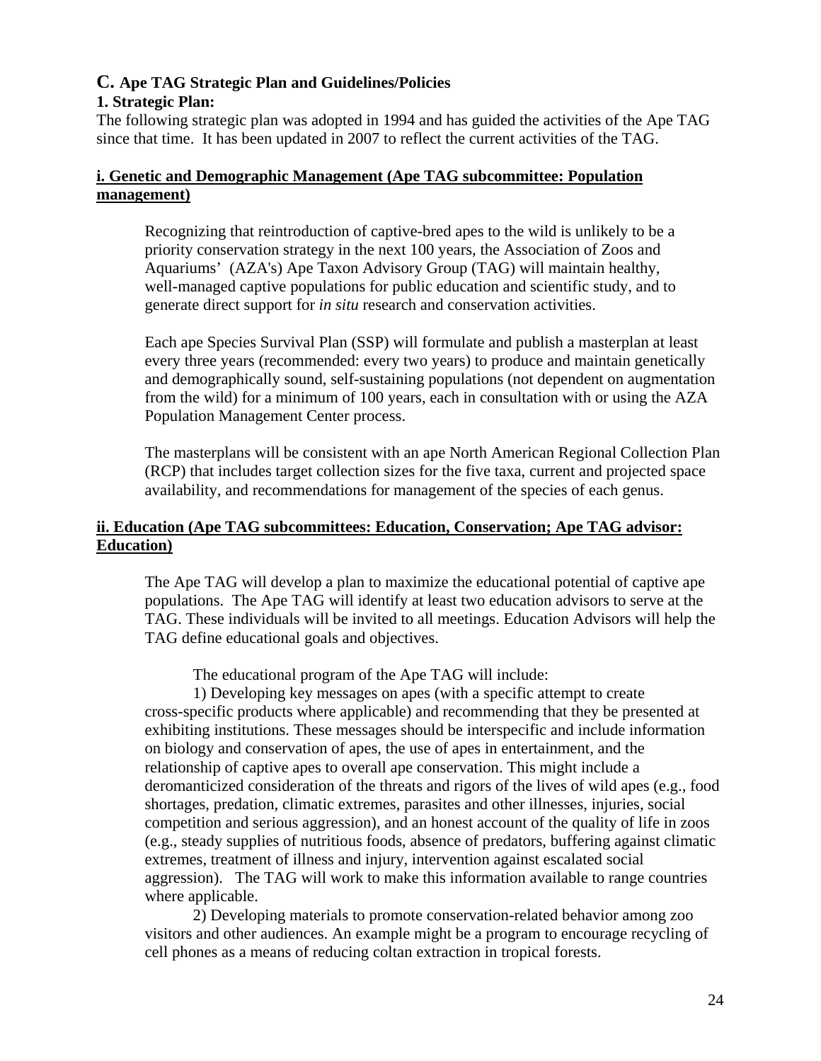## C. Ape TAG Strategic Plan and Guidelines/Policies

### 1. Strategic Plan:

The following strategic plan was adopted in 1994 and has guided the activities of the Ape TAG since that time. It has been updated in 2007 to reflect the current activities of the TAG.

**i. Genetic and Demographic Management (Ape TAG subcommittee: Population management)**

Recognizing that reintroduction of captive-bred apes to the wild is unlikely to be a priority conservation strategy in the next 100 years, the Association of Zoos and Aquariums' (AZA's) Ape Taxon Advisory Group (TAG) will maintain healthy, well-managed captive populations for public education and scientific study, and to generate direct support for *in situ* research and conservation activities.

Each ape Species Survival Plan (SSP) will formulate and publish a masterplan at least every three years (recommended: every two years) to produce and maintain genetically and demographically sound, self-sustaining populations (not dependent on augmentation from the wild) for a minimum of 100 years, each in consultation with or using the AZA Population Management Center process.

The masterplans will be consistent with an ape North American Regional Collection Plan (RCP) that includes target collection sizes for the five taxa, current and projected space availability, and recommendations for management of the species of each genus.

**ii. Education (Ape TAG subcommittees: Education, Conservation; Ape TAG advisor: Education)**

The Ape TAG will develop a plan to maximize the educational potential of captive ape populations. The Ape TAG will identify at least two education advisors to serve at the TAG. These individuals will be invited to all meetings. Education Advisors will help the TAG define educational goals and objectives.

The educational program of the Ape TAG will include:

1) Developing key messages on apes (with a specific attempt to create cross-specific products where applicable) and recommending that they be presented at exhibiting institutions. These messages should be interspecific and include information on biology and conservation of apes, the use of apes in entertainment, and the relationship of captive apes to overall ape conservation. This might include a deromanticized consideration of the threats and rigors of the lives of wild apes (e.g., food shortages, predation, climatic extremes, parasites and other illnesses, injuries, social competition and serious aggression), and an honest account of the quality of life in zoos (e.g., steady supplies of nutritious foods, absence of predators, buffering against climatic extremes, treatment of illness and injury, intervention against escalated social aggression). The TAG will work to make this information available to range countries where applicable.

2) Developing materials to promote conservation-related behavior among zoo visitors and other audiences. An example might be a program to encourage recycling of cell phones as a means of reducing coltan extraction in tropical forests.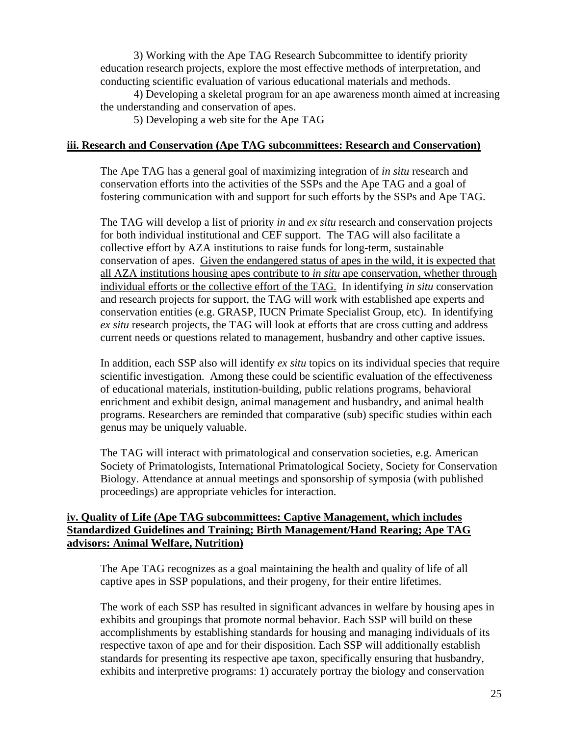3) Working with the Ape TAG Research Subcommittee to identify priority education research projects, explore the most effective methods of interpretation, and conducting scientific evaluation of various educational materials and methods.

4) Developing a skeletal program for an ape awareness month aimed at increasing the understanding and conservation of apes.

5) Developing a web site for the Ape TAG

**iii. Research and Conservation (Ape TAG subcommittees: Research and Conservation)**

The Ape TAG has a general goal of maximizing integration of *in situ* research and conservation efforts into the activities of the SSPs and the Ape TAG and a goal of fostering communication with and support for such efforts by the SSPs and Ape TAG.

The TAG will develop a list of priority *in* and *ex situ* research and conservation projects for both individual institutional and CEF support. The TAG will also facilitate a collective effort by AZA institutions to raise funds for long-term, sustainable conservation of apes. <u>Given the endangered status of apes in the wild, it is expected that all AZA institutions housing apes contribute to *in situ* ape conservation, whether through individual efforts or the collective effort of the TAG.</u> In identifying *in situ* conservation and research projects for support, the TAG will work with established ape experts and conservation entities (e.g. GRASP, IUCN Primate Specialist Group, etc). In identifying *ex situ* research projects, the TAG will look at efforts that are cross cutting and address current needs or questions related to management, husbandry and other captive issues.

In addition, each SSP also will identify *ex situ* topics on its individual species that require scientific investigation. Among these could be scientific evaluation of the effectiveness of educational materials, institution-building, public relations programs, behavioral enrichment and exhibit design, animal management and husbandry, and animal health programs. Researchers are reminded that comparative (sub) specific studies within each genus may be uniquely valuable.

The TAG will interact with primatological and conservation societies, e.g. American Society of Primatologists, International Primatological Society, Society for Conservation Biology. Attendance at annual meetings and sponsorship of symposia (with published proceedings) are appropriate vehicles for interaction.

**iv. Quality of Life (Ape TAG subcommittees: Captive Management, which includes Standardized Guidelines and Training; Birth Management/Hand Rearing; Ape TAG advisors: Animal Welfare, Nutrition)**

The Ape TAG recognizes as a goal maintaining the health and quality of life of all captive apes in SSP populations, and their progeny, for their entire lifetimes.

The work of each SSP has resulted in significant advances in welfare by housing apes in exhibits and groupings that promote normal behavior. Each SSP will build on these accomplishments by establishing standards for housing and managing individuals of its respective taxon of ape and for their disposition. Each SSP will additionally establish standards for presenting its respective ape taxon, specifically ensuring that husbandry, exhibits and interpretive programs: 1) accurately portray the biology and conservation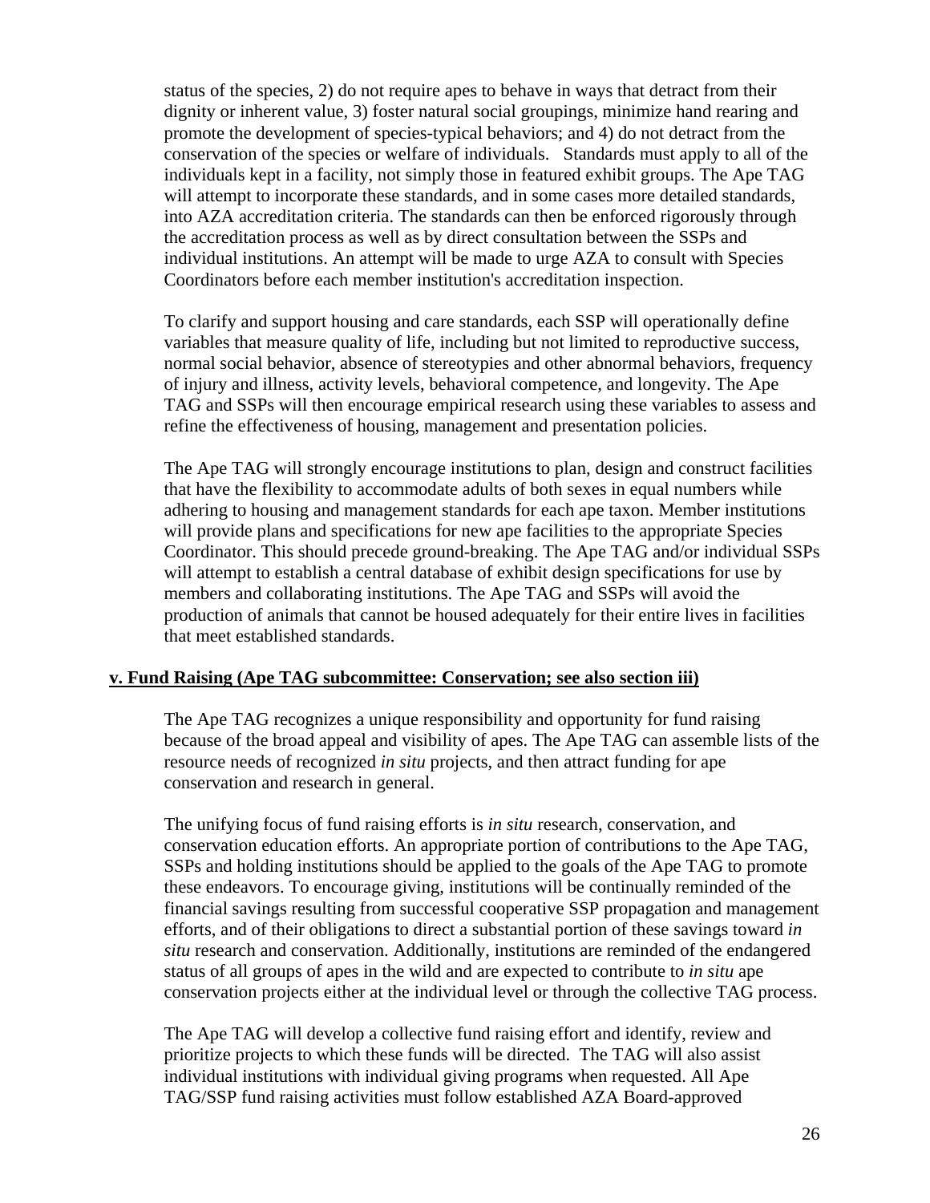status of the species, 2) do not require apes to behave in ways that detract from their dignity or inherent value, 3) foster natural social groupings, minimize hand rearing and promote the development of species-typical behaviors; and 4) do not detract from the conservation of the species or welfare of individuals. Standards must apply to all of the individuals kept in a facility, not simply those in featured exhibit groups. The Ape TAG will attempt to incorporate these standards, and in some cases more detailed standards, into AZA accreditation criteria. The standards can then be enforced rigorously through the accreditation process as well as by direct consultation between the SSPs and individual institutions. An attempt will be made to urge AZA to consult with Species Coordinators before each member institution's accreditation inspection.

To clarify and support housing and care standards, each SSP will operationally define variables that measure quality of life, including but not limited to reproductive success, normal social behavior, absence of stereotypies and other abnormal behaviors, frequency of injury and illness, activity levels, behavioral competence, and longevity. The Ape TAG and SSPs will then encourage empirical research using these variables to assess and refine the effectiveness of housing, management and presentation policies.

The Ape TAG will strongly encourage institutions to plan, design and construct facilities that have the flexibility to accommodate adults of both sexes in equal numbers while adhering to housing and management standards for each ape taxon. Member institutions will provide plans and specifications for new ape facilities to the appropriate Species Coordinator. This should precede ground-breaking. The Ape TAG and/or individual SSPs will attempt to establish a central database of exhibit design specifications for use by members and collaborating institutions. The Ape TAG and SSPs will avoid the production of animals that cannot be housed adequately for their entire lives in facilities that meet established standards.

**v. Fund Raising (Ape TAG subcommittee: Conservation; see also section iii)**

The Ape TAG recognizes a unique responsibility and opportunity for fund raising because of the broad appeal and visibility of apes. The Ape TAG can assemble lists of the resource needs of recognized *in situ* projects, and then attract funding for ape conservation and research in general.

The unifying focus of fund raising efforts is *in situ* research, conservation, and conservation education efforts. An appropriate portion of contributions to the Ape TAG, SSPs and holding institutions should be applied to the goals of the Ape TAG to promote these endeavors. To encourage giving, institutions will be continually reminded of the financial savings resulting from successful cooperative SSP propagation and management efforts, and of their obligations to direct a substantial portion of these savings toward *in situ* research and conservation. Additionally, institutions are reminded of the endangered status of all groups of apes in the wild and are expected to contribute to *in situ* ape conservation projects either at the individual level or through the collective TAG process.

The Ape TAG will develop a collective fund raising effort and identify, review and prioritize projects to which these funds will be directed. The TAG will also assist individual institutions with individual giving programs when requested. All Ape TAG/SSP fund raising activities must follow established AZA Board-approved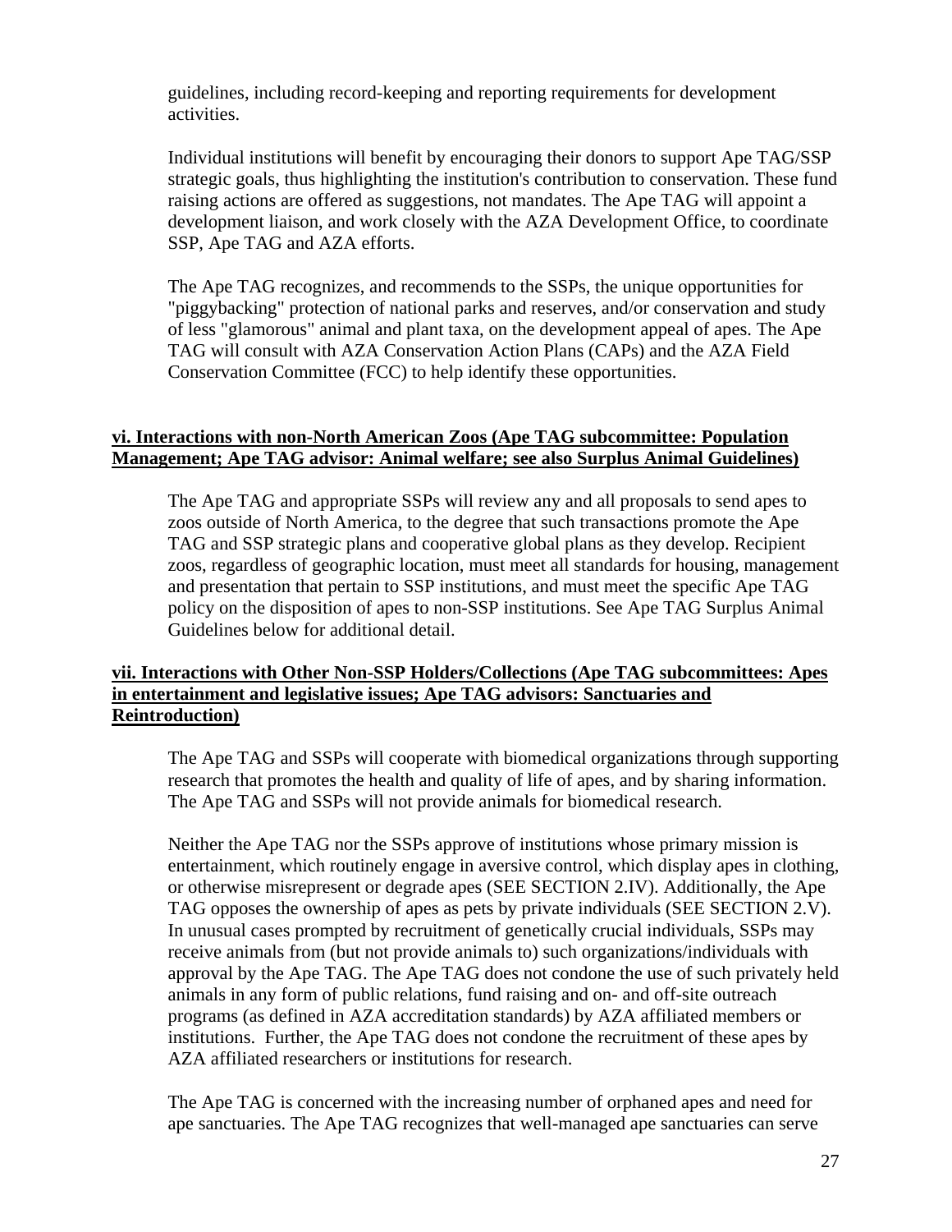guidelines, including record-keeping and reporting requirements for development activities.

Individual institutions will benefit by encouraging their donors to support Ape TAG/SSP strategic goals, thus highlighting the institution's contribution to conservation. These fund raising actions are offered as suggestions, not mandates. The Ape TAG will appoint a development liaison, and work closely with the AZA Development Office, to coordinate SSP, Ape TAG and AZA efforts.

The Ape TAG recognizes, and recommends to the SSPs, the unique opportunities for "piggybacking" protection of national parks and reserves, and/or conservation and study of less "glamorous" animal and plant taxa, on the development appeal of apes. The Ape TAG will consult with AZA Conservation Action Plans (CAPs) and the AZA Field Conservation Committee (FCC) to help identify these opportunities.

**vi. Interactions with non-North American Zoos (Ape TAG subcommittee: Population Management; Ape TAG advisor: Animal welfare; see also Surplus Animal Guidelines)**

The Ape TAG and appropriate SSPs will review any and all proposals to send apes to zoos outside of North America, to the degree that such transactions promote the Ape TAG and SSP strategic plans and cooperative global plans as they develop. Recipient zoos, regardless of geographic location, must meet all standards for housing, management and presentation that pertain to SSP institutions, and must meet the specific Ape TAG policy on the disposition of apes to non-SSP institutions. See Ape TAG Surplus Animal Guidelines below for additional detail.

**vii. Interactions with Other Non-SSP Holders/Collections (Ape TAG subcommittees: Apes in entertainment and legislative issues; Ape TAG advisors: Sanctuaries and Reintroduction)**

The Ape TAG and SSPs will cooperate with biomedical organizations through supporting research that promotes the health and quality of life of apes, and by sharing information. The Ape TAG and SSPs will not provide animals for biomedical research.

Neither the Ape TAG nor the SSPs approve of institutions whose primary mission is entertainment, which routinely engage in aversive control, which display apes in clothing, or otherwise misrepresent or degrade apes (SEE SECTION 2.IV). Additionally, the Ape TAG opposes the ownership of apes as pets by private individuals (SEE SECTION 2.V). In unusual cases prompted by recruitment of genetically crucial individuals, SSPs may receive animals from (but not provide animals to) such organizations/individuals with approval by the Ape TAG. The Ape TAG does not condone the use of such privately held animals in any form of public relations, fund raising and on- and off-site outreach programs (as defined in AZA accreditation standards) by AZA affiliated members or institutions. Further, the Ape TAG does not condone the recruitment of these apes by AZA affiliated researchers or institutions for research.

The Ape TAG is concerned with the increasing number of orphaned apes and need for ape sanctuaries. The Ape TAG recognizes that well-managed ape sanctuaries can serve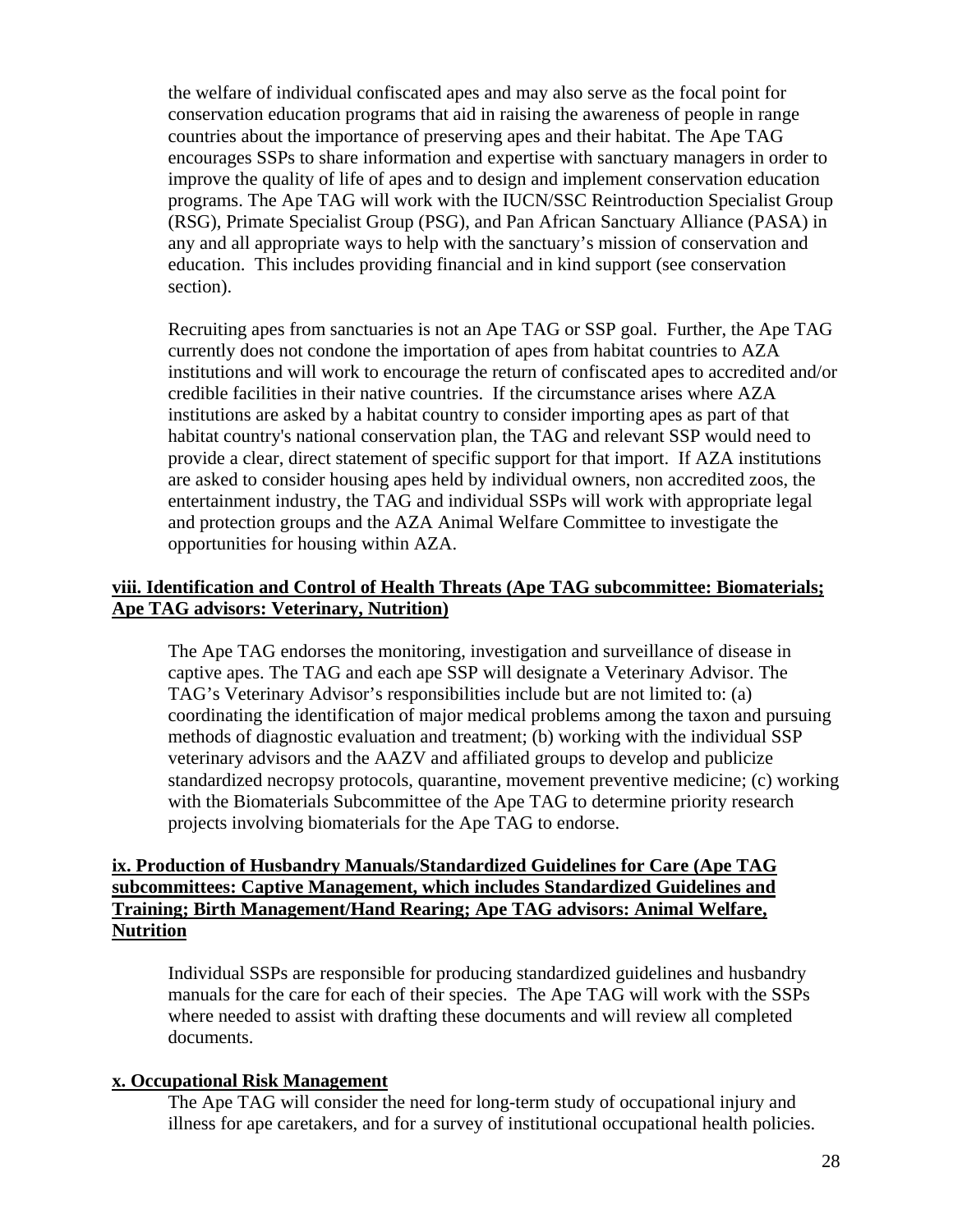the welfare of individual confiscated apes and may also serve as the focal point for conservation education programs that aid in raising the awareness of people in range countries about the importance of preserving apes and their habitat. The Ape TAG encourages SSPs to share information and expertise with sanctuary managers in order to improve the quality of life of apes and to design and implement conservation education programs. The Ape TAG will work with the IUCN/SSC Reintroduction Specialist Group (RSG), Primate Specialist Group (PSG), and Pan African Sanctuary Alliance (PASA) in any and all appropriate ways to help with the sanctuary's mission of conservation and education. This includes providing financial and in kind support (see conservation section).

Recruiting apes from sanctuaries is not an Ape TAG or SSP goal. Further, the Ape TAG currently does not condone the importation of apes from habitat countries to AZA institutions and will work to encourage the return of confiscated apes to accredited and/or credible facilities in their native countries. If the circumstance arises where AZA institutions are asked by a habitat country to consider importing apes as part of that habitat country's national conservation plan, the TAG and relevant SSP would need to provide a clear, direct statement of specific support for that import. If AZA institutions are asked to consider housing apes held by individual owners, non accredited zoos, the entertainment industry, the TAG and individual SSPs will work with appropriate legal and protection groups and the AZA Animal Welfare Committee to investigate the opportunities for housing within AZA.

**viii. Identification and Control of Health Threats (Ape TAG subcommittee: Biomaterials; Ape TAG advisors: Veterinary, Nutrition)**

The Ape TAG endorses the monitoring, investigation and surveillance of disease in captive apes. The TAG and each ape SSP will designate a Veterinary Advisor. The TAG's Veterinary Advisor's responsibilities include but are not limited to: (a) coordinating the identification of major medical problems among the taxon and pursuing methods of diagnostic evaluation and treatment; (b) working with the individual SSP veterinary advisors and the AAZV and affiliated groups to develop and publicize standardized necropsy protocols, quarantine, movement preventive medicine; (c) working with the Biomaterials Subcommittee of the Ape TAG to determine priority research projects involving biomaterials for the Ape TAG to endorse.

**ix. Production of Husbandry Manuals/Standardized Guidelines for Care (Ape TAG subcommittees: Captive Management, which includes Standardized Guidelines and Training; Birth Management/Hand Rearing; Ape TAG advisors: Animal Welfare, Nutrition**

Individual SSPs are responsible for producing standardized guidelines and husbandry manuals for the care for each of their species. The Ape TAG will work with the SSPs where needed to assist with drafting these documents and will review all completed documents.

**x. Occupational Risk Management**

The Ape TAG will consider the need for long-term study of occupational injury and illness for ape caretakers, and for a survey of institutional occupational health policies.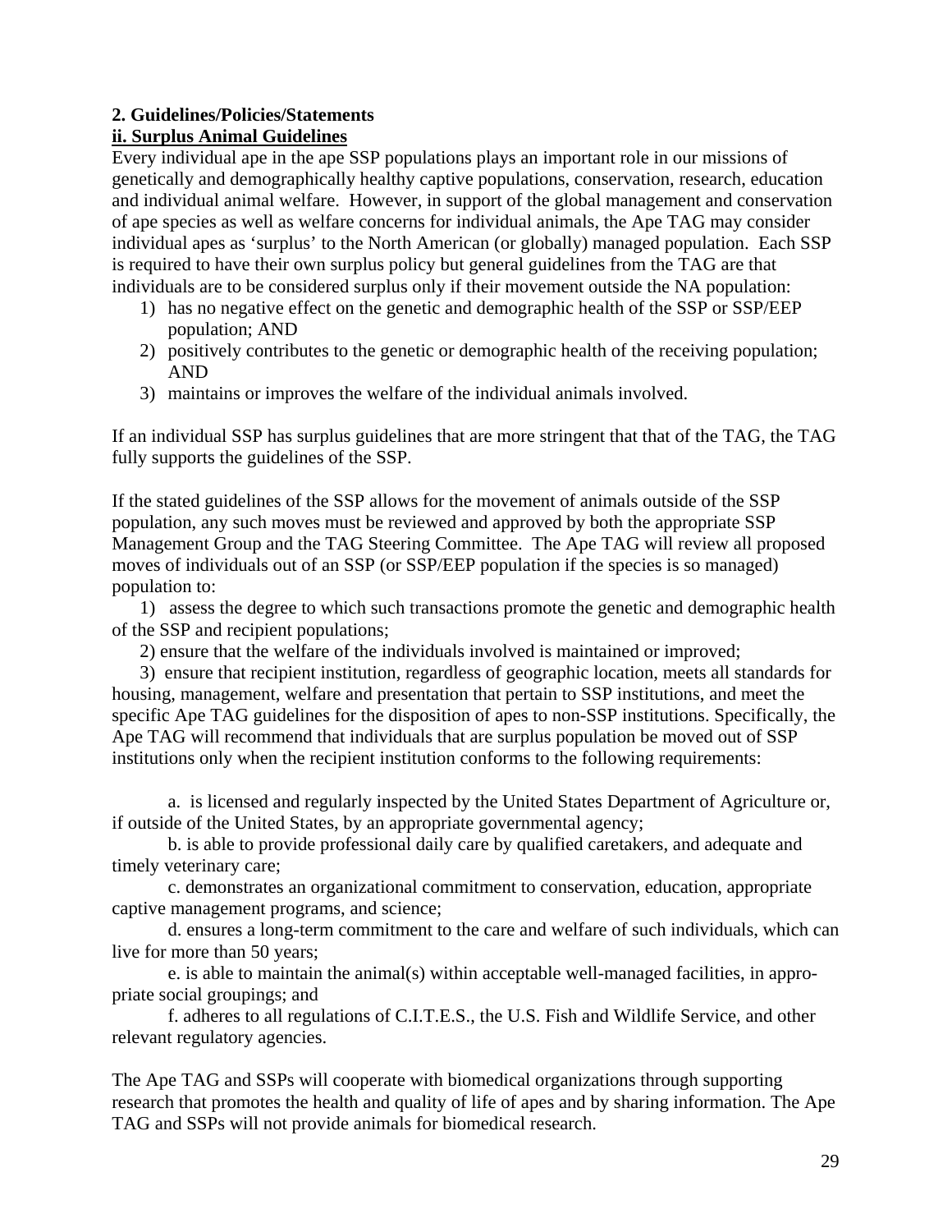**2. Guidelines/Policies/Statements**

**ii. Surplus Animal Guidelines**

Every individual ape in the ape SSP populations plays an important role in our missions of genetically and demographically healthy captive populations, conservation, research, education and individual animal welfare. However, in support of the global management and conservation of ape species as well as welfare concerns for individual animals, the Ape TAG may consider individual apes as 'surplus' to the North American (or globally) managed population. Each SSP is required to have their own surplus policy but general guidelines from the TAG are that individuals are to be considered surplus only if their movement outside the NA population:

1) has no negative effect on the genetic and demographic health of the SSP or SSP/EEP population; AND
2) positively contributes to the genetic or demographic health of the receiving population; AND
3) maintains or improves the welfare of the individual animals involved.

If an individual SSP has surplus guidelines that are more stringent that that of the TAG, the TAG fully supports the guidelines of the SSP.

If the stated guidelines of the SSP allows for the movement of animals outside of the SSP population, any such moves must be reviewed and approved by both the appropriate SSP Management Group and the TAG Steering Committee. The Ape TAG will review all proposed moves of individuals out of an SSP (or SSP/EEP population if the species is so managed) population to:

1) assess the degree to which such transactions promote the genetic and demographic health of the SSP and recipient populations;
2) ensure that the welfare of the individuals involved is maintained or improved;
3) ensure that recipient institution, regardless of geographic location, meets all standards for housing, management, welfare and presentation that pertain to SSP institutions, and meet the specific Ape TAG guidelines for the disposition of apes to non-SSP institutions. Specifically, the Ape TAG will recommend that individuals that are surplus population be moved out of SSP institutions only when the recipient institution conforms to the following requirements:

   a. is licensed and regularly inspected by the United States Department of Agriculture or, if outside of the United States, by an appropriate governmental agency;

   b. is able to provide professional daily care by qualified caretakers, and adequate and timely veterinary care;

   c. demonstrates an organizational commitment to conservation, education, appropriate captive management programs, and science;

   d. ensures a long-term commitment to the care and welfare of such individuals, which can live for more than 50 years;

   e. is able to maintain the animal(s) within acceptable well-managed facilities, in appropriate social groupings; and

   f. adheres to all regulations of C.I.T.E.S., the U.S. Fish and Wildlife Service, and other relevant regulatory agencies.

The Ape TAG and SSPs will cooperate with biomedical organizations through supporting research that promotes the health and quality of life of apes and by sharing information. The Ape TAG and SSPs will not provide animals for biomedical research.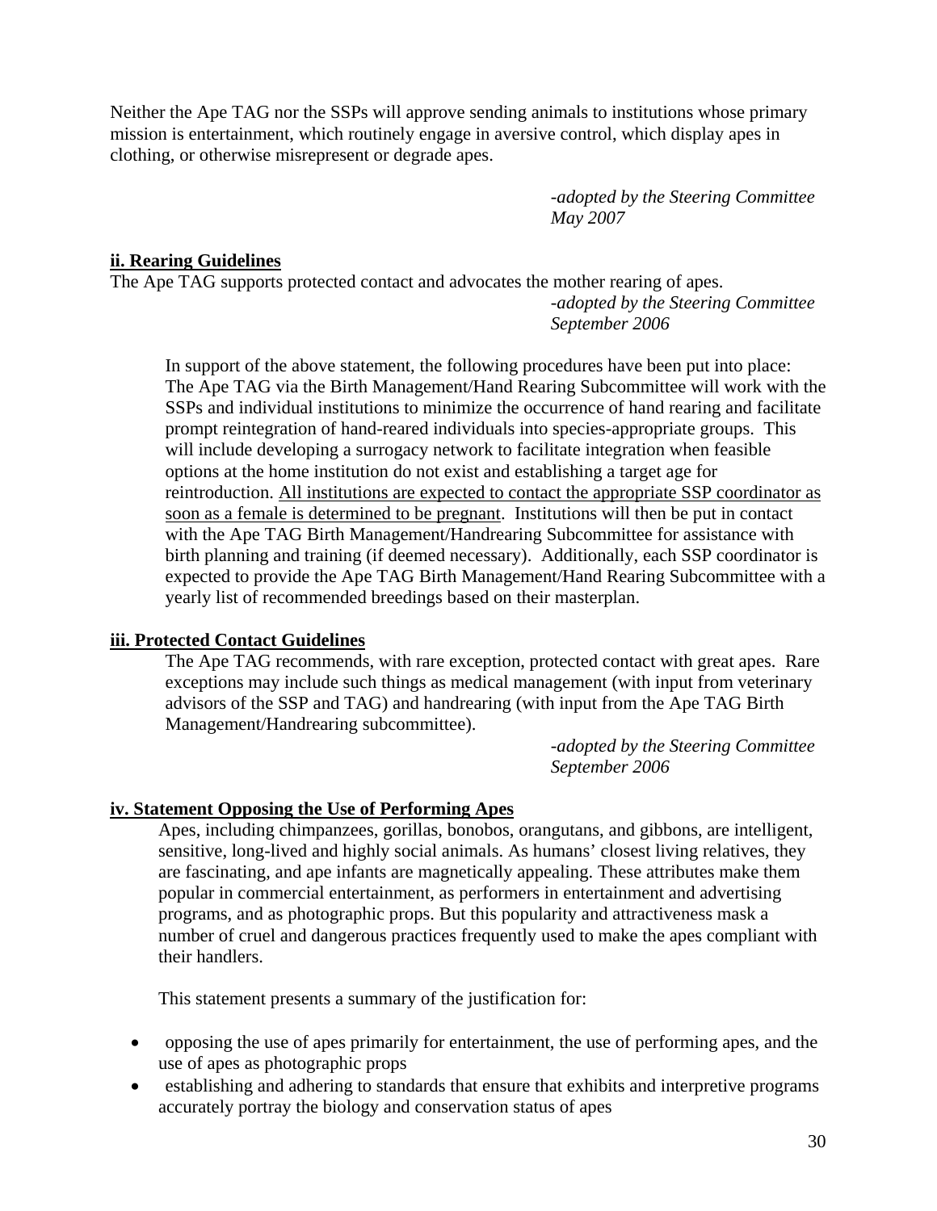Neither the Ape TAG nor the SSPs will approve sending animals to institutions whose primary mission is entertainment, which routinely engage in aversive control, which display apes in clothing, or otherwise misrepresent or degrade apes.

*-adopted by the Steering Committee May 2007*

**ii. Rearing Guidelines**

The Ape TAG supports protected contact and advocates the mother rearing of apes.

*-adopted by the Steering Committee September 2006*

In support of the above statement, the following procedures have been put into place: The Ape TAG via the Birth Management/Hand Rearing Subcommittee will work with the SSPs and individual institutions to minimize the occurrence of hand rearing and facilitate prompt reintegration of hand-reared individuals into species-appropriate groups. This will include developing a surrogacy network to facilitate integration when feasible options at the home institution do not exist and establishing a target age for reintroduction. <u>All institutions are expected to contact the appropriate SSP coordinator as soon as a female is determined to be pregnant</u>. Institutions will then be put in contact with the Ape TAG Birth Management/Handrearing Subcommittee for assistance with birth planning and training (if deemed necessary). Additionally, each SSP coordinator is expected to provide the Ape TAG Birth Management/Hand Rearing Subcommittee with a yearly list of recommended breedings based on their masterplan.

**iii. Protected Contact Guidelines**

The Ape TAG recommends, with rare exception, protected contact with great apes. Rare exceptions may include such things as medical management (with input from veterinary advisors of the SSP and TAG) and handrearing (with input from the Ape TAG Birth Management/Handrearing subcommittee).

*-adopted by the Steering Committee September 2006*

**iv. Statement Opposing the Use of Performing Apes**

Apes, including chimpanzees, gorillas, bonobos, orangutans, and gibbons, are intelligent, sensitive, long-lived and highly social animals. As humans' closest living relatives, they are fascinating, and ape infants are magnetically appealing. These attributes make them popular in commercial entertainment, as performers in entertainment and advertising programs, and as photographic props. But this popularity and attractiveness mask a number of cruel and dangerous practices frequently used to make the apes compliant with their handlers.

This statement presents a summary of the justification for:

- opposing the use of apes primarily for entertainment, the use of performing apes, and the use of apes as photographic props
- establishing and adhering to standards that ensure that exhibits and interpretive programs accurately portray the biology and conservation status of apes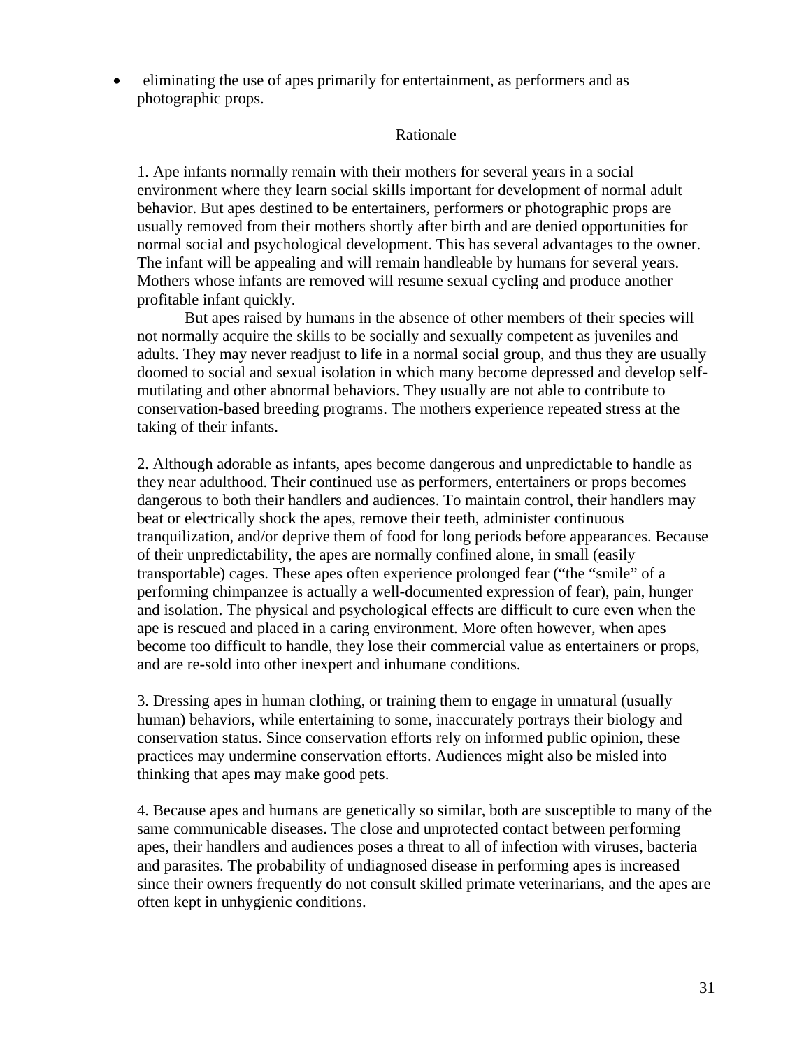- eliminating the use of apes primarily for entertainment, as performers and as photographic props.

## Rationale

1. Ape infants normally remain with their mothers for several years in a social environment where they learn social skills important for development of normal adult behavior. But apes destined to be entertainers, performers or photographic props are usually removed from their mothers shortly after birth and are denied opportunities for normal social and psychological development. This has several advantages to the owner. The infant will be appealing and will remain handleable by humans for several years. Mothers whose infants are removed will resume sexual cycling and produce another profitable infant quickly.

   But apes raised by humans in the absence of other members of their species will not normally acquire the skills to be socially and sexually competent as juveniles and adults. They may never readjust to life in a normal social group, and thus they are usually doomed to social and sexual isolation in which many become depressed and develop self-mutilating and other abnormal behaviors. They usually are not able to contribute to conservation-based breeding programs. The mothers experience repeated stress at the taking of their infants.

2. Although adorable as infants, apes become dangerous and unpredictable to handle as they near adulthood. Their continued use as performers, entertainers or props becomes dangerous to both their handlers and audiences. To maintain control, their handlers may beat or electrically shock the apes, remove their teeth, administer continuous tranquilization, and/or deprive them of food for long periods before appearances. Because of their unpredictability, the apes are normally confined alone, in small (easily transportable) cages. These apes often experience prolonged fear ("the "smile" of a performing chimpanzee is actually a well-documented expression of fear), pain, hunger and isolation. The physical and psychological effects are difficult to cure even when the ape is rescued and placed in a caring environment. More often however, when apes become too difficult to handle, they lose their commercial value as entertainers or props, and are re-sold into other inexpert and inhumane conditions.

3. Dressing apes in human clothing, or training them to engage in unnatural (usually human) behaviors, while entertaining to some, inaccurately portrays their biology and conservation status. Since conservation efforts rely on informed public opinion, these practices may undermine conservation efforts. Audiences might also be misled into thinking that apes may make good pets.

4. Because apes and humans are genetically so similar, both are susceptible to many of the same communicable diseases. The close and unprotected contact between performing apes, their handlers and audiences poses a threat to all of infection with viruses, bacteria and parasites. The probability of undiagnosed disease in performing apes is increased since their owners frequently do not consult skilled primate veterinarians, and the apes are often kept in unhygienic conditions.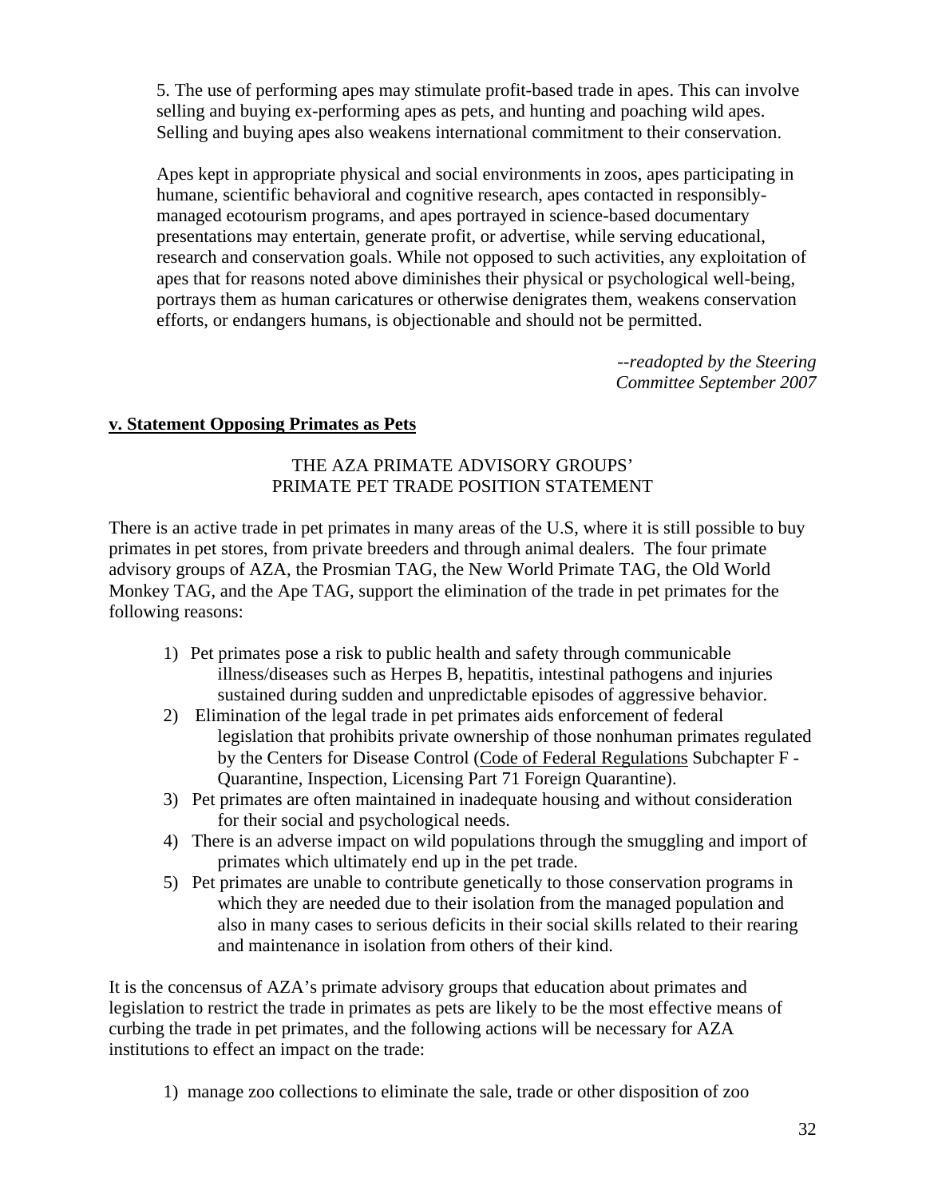5. The use of performing apes may stimulate profit-based trade in apes. This can involve selling and buying ex-performing apes as pets, and hunting and poaching wild apes. Selling and buying apes also weakens international commitment to their conservation.

Apes kept in appropriate physical and social environments in zoos, apes participating in humane, scientific behavioral and cognitive research, apes contacted in responsibly-managed ecotourism programs, and apes portrayed in science-based documentary presentations may entertain, generate profit, or advertise, while serving educational, research and conservation goals. While not opposed to such activities, any exploitation of apes that for reasons noted above diminishes their physical or psychological well-being, portrays them as human caricatures or otherwise denigrates them, weakens conservation efforts, or endangers humans, is objectionable and should not be permitted.

*--readopted by the Steering Committee September 2007*

**v. Statement Opposing Primates as Pets**

THE AZA PRIMATE ADVISORY GROUPS'
PRIMATE PET TRADE POSITION STATEMENT

There is an active trade in pet primates in many areas of the U.S, where it is still possible to buy primates in pet stores, from private breeders and through animal dealers. The four primate advisory groups of AZA, the Prosmian TAG, the New World Primate TAG, the Old World Monkey TAG, and the Ape TAG, support the elimination of the trade in pet primates for the following reasons:

1) Pet primates pose a risk to public health and safety through communicable illness/diseases such as Herpes B, hepatitis, intestinal pathogens and injuries sustained during sudden and unpredictable episodes of aggressive behavior.
2) Elimination of the legal trade in pet primates aids enforcement of federal legislation that prohibits private ownership of those nonhuman primates regulated by the Centers for Disease Control (Code of Federal Regulations Subchapter F - Quarantine, Inspection, Licensing Part 71 Foreign Quarantine).
3) Pet primates are often maintained in inadequate housing and without consideration for their social and psychological needs.
4) There is an adverse impact on wild populations through the smuggling and import of primates which ultimately end up in the pet trade.
5) Pet primates are unable to contribute genetically to those conservation programs in which they are needed due to their isolation from the managed population and also in many cases to serious deficits in their social skills related to their rearing and maintenance in isolation from others of their kind.

It is the concensus of AZA's primate advisory groups that education about primates and legislation to restrict the trade in primates as pets are likely to be the most effective means of curbing the trade in pet primates, and the following actions will be necessary for AZA institutions to effect an impact on the trade:

1) manage zoo collections to eliminate the sale, trade or other disposition of zoo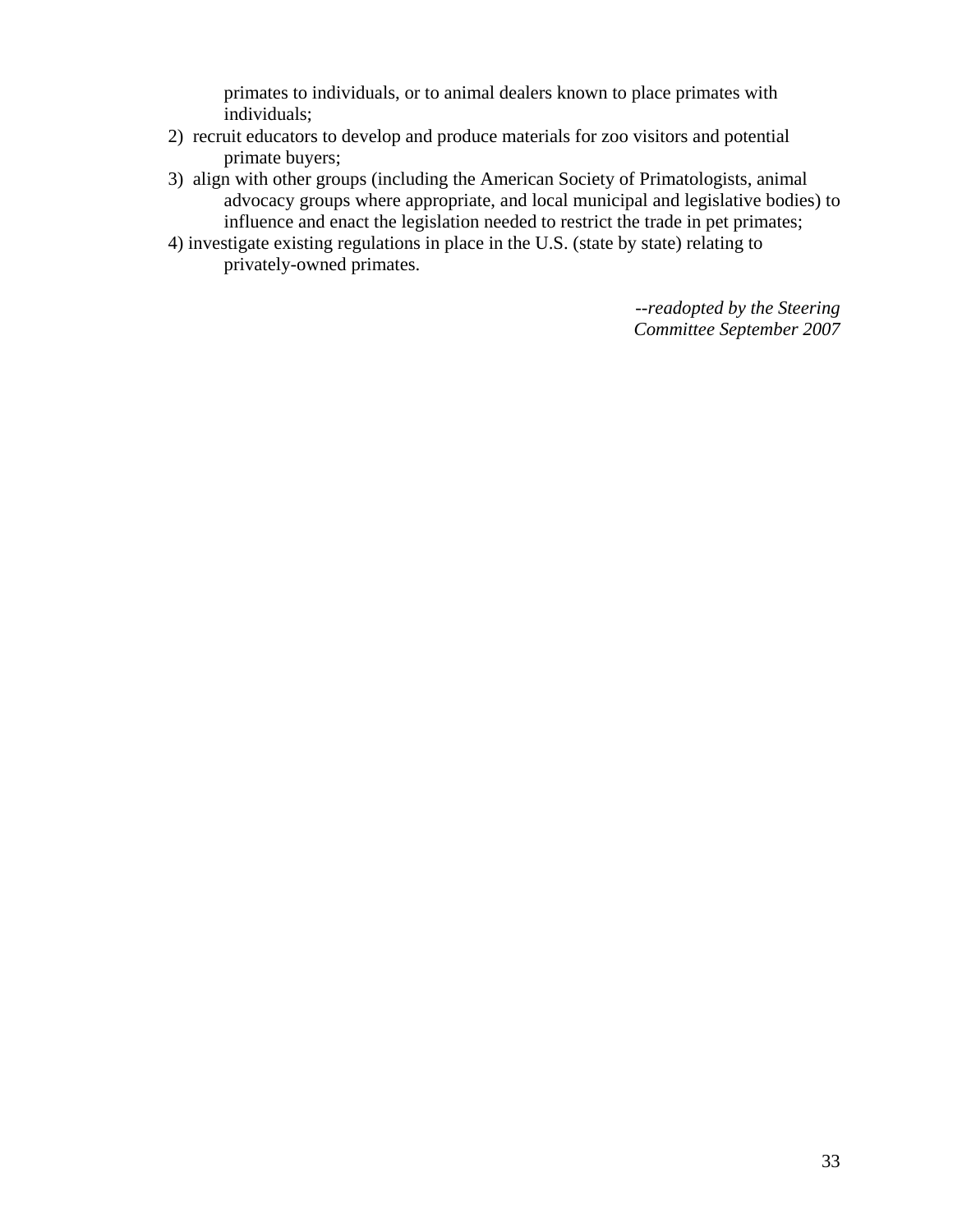primates to individuals, or to animal dealers known to place primates with individuals;

2) recruit educators to develop and produce materials for zoo visitors and potential primate buyers;
3) align with other groups (including the American Society of Primatologists, animal advocacy groups where appropriate, and local municipal and legislative bodies) to influence and enact the legislation needed to restrict the trade in pet primates;
4) investigate existing regulations in place in the U.S. (state by state) relating to privately-owned primates.

*--readopted by the Steering Committee September 2007*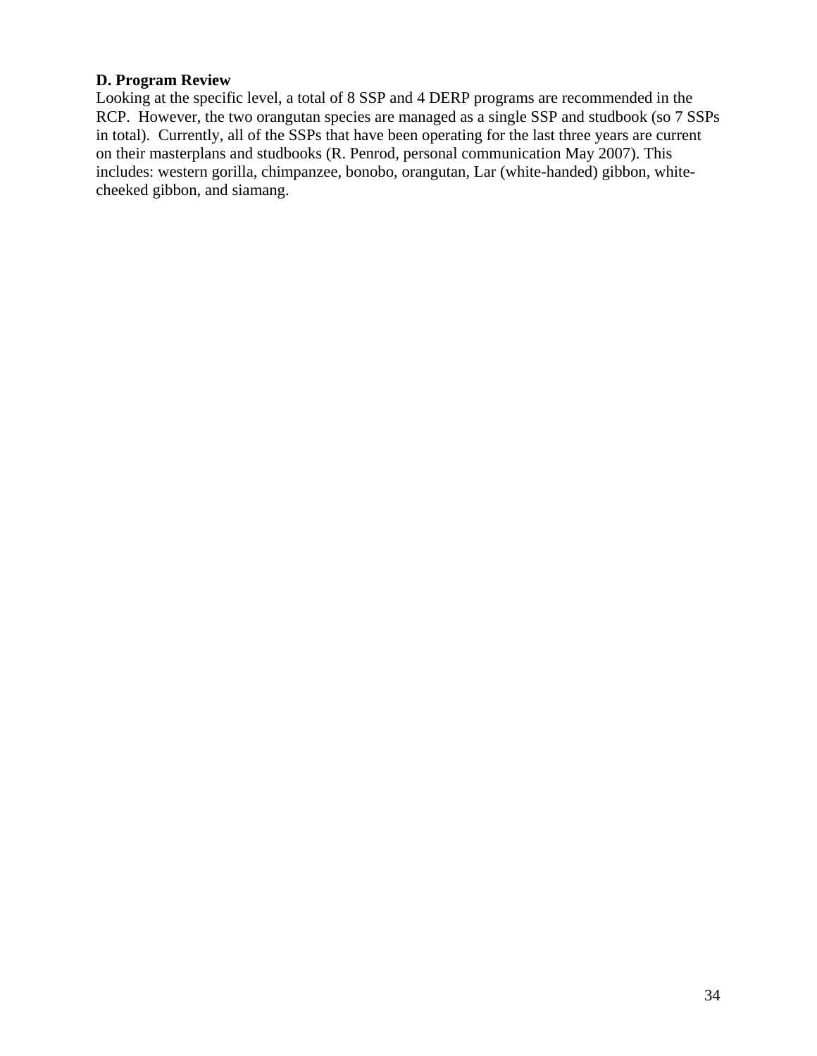**D. Program Review**

Looking at the specific level, a total of 8 SSP and 4 DERP programs are recommended in the RCP. However, the two orangutan species are managed as a single SSP and studbook (so 7 SSPs in total). Currently, all of the SSPs that have been operating for the last three years are current on their masterplans and studbooks (R. Penrod, personal communication May 2007). This includes: western gorilla, chimpanzee, bonobo, orangutan, Lar (white-handed) gibbon, white-cheeked gibbon, and siamang.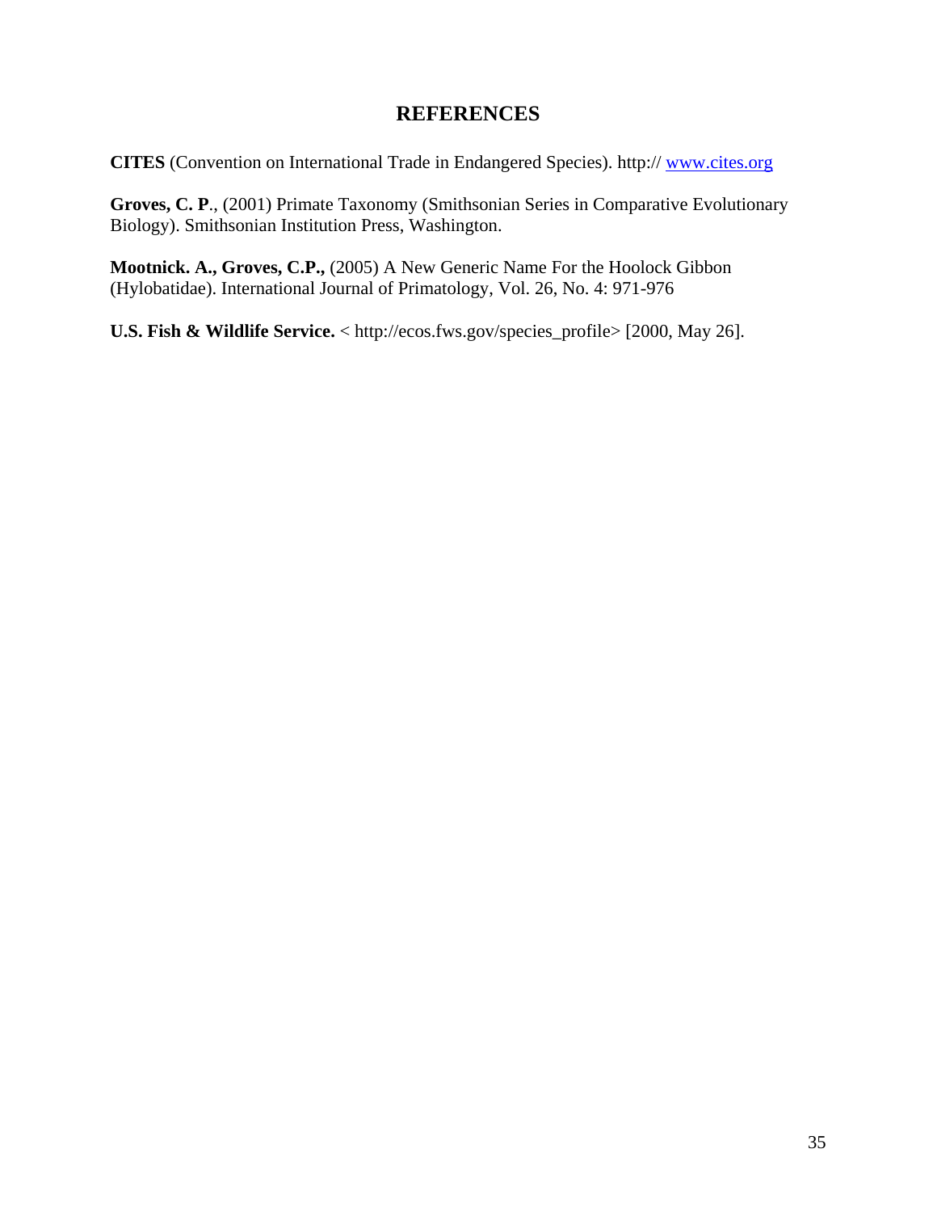# REFERENCES

**CITES** (Convention on International Trade in Endangered Species). http:// www.cites.org

**Groves, C. P**., (2001) Primate Taxonomy (Smithsonian Series in Comparative Evolutionary Biology). Smithsonian Institution Press, Washington.

**Mootnick. A., Groves, C.P.,** (2005) A New Generic Name For the Hoolock Gibbon (Hylobatidae). International Journal of Primatology, Vol. 26, No. 4: 971-976

**U.S. Fish & Wildlife Service.** < http://ecos.fws.gov/species_profile> [2000, May 26].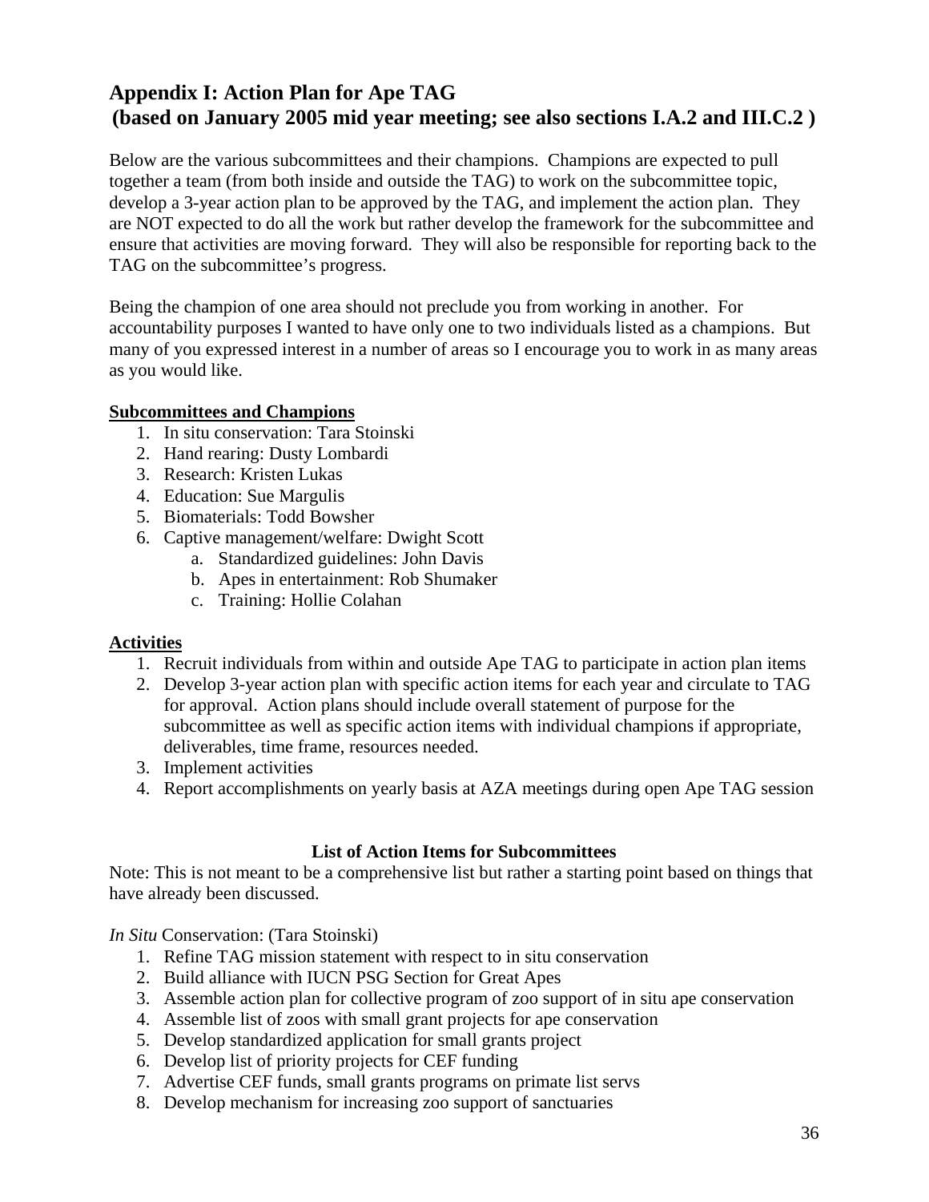## Appendix I: Action Plan for Ape TAG
## (based on January 2005 mid year meeting; see also sections I.A.2 and III.C.2 )

Below are the various subcommittees and their champions. Champions are expected to pull together a team (from both inside and outside the TAG) to work on the subcommittee topic, develop a 3-year action plan to be approved by the TAG, and implement the action plan. They are NOT expected to do all the work but rather develop the framework for the subcommittee and ensure that activities are moving forward. They will also be responsible for reporting back to the TAG on the subcommittee's progress.

Being the champion of one area should not preclude you from working in another. For accountability purposes I wanted to have only one to two individuals listed as a champions. But many of you expressed interest in a number of areas so I encourage you to work in as many areas as you would like.

**Subcommittees and Champions**

1. In situ conservation: Tara Stoinski
2. Hand rearing: Dusty Lombardi
3. Research: Kristen Lukas
4. Education: Sue Margulis
5. Biomaterials: Todd Bowsher
6. Captive management/welfare: Dwight Scott
   a. Standardized guidelines: John Davis
   b. Apes in entertainment: Rob Shumaker
   c. Training: Hollie Colahan

**Activities**

1. Recruit individuals from within and outside Ape TAG to participate in action plan items
2. Develop 3-year action plan with specific action items for each year and circulate to TAG for approval. Action plans should include overall statement of purpose for the subcommittee as well as specific action items with individual champions if appropriate, deliverables, time frame, resources needed.
3. Implement activities
4. Report accomplishments on yearly basis at AZA meetings during open Ape TAG session

**List of Action Items for Subcommittees**

Note: This is not meant to be a comprehensive list but rather a starting point based on things that have already been discussed.

*In Situ* Conservation: (Tara Stoinski)

1. Refine TAG mission statement with respect to in situ conservation
2. Build alliance with IUCN PSG Section for Great Apes
3. Assemble action plan for collective program of zoo support of in situ ape conservation
4. Assemble list of zoos with small grant projects for ape conservation
5. Develop standardized application for small grants project
6. Develop list of priority projects for CEF funding
7. Advertise CEF funds, small grants programs on primate list servs
8. Develop mechanism for increasing zoo support of sanctuaries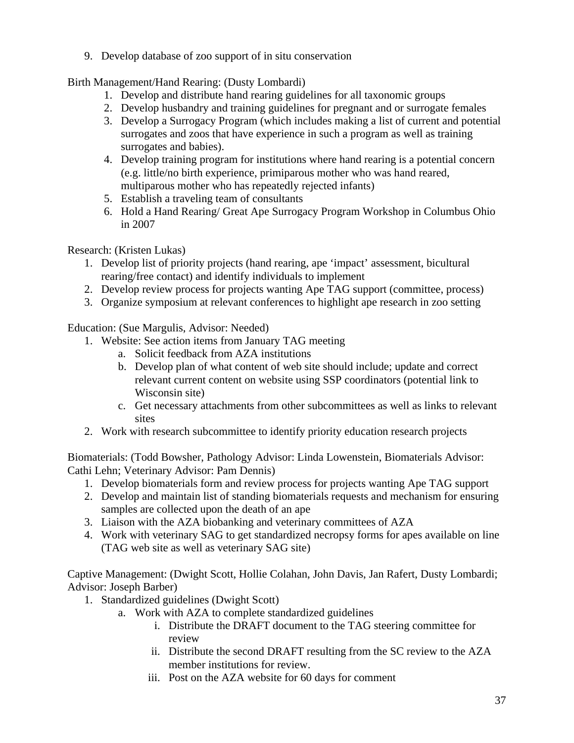9. Develop database of zoo support of in situ conservation

Birth Management/Hand Rearing: (Dusty Lombardi)

1. Develop and distribute hand rearing guidelines for all taxonomic groups
2. Develop husbandry and training guidelines for pregnant and or surrogate females
3. Develop a Surrogacy Program (which includes making a list of current and potential surrogates and zoos that have experience in such a program as well as training surrogates and babies).
4. Develop training program for institutions where hand rearing is a potential concern (e.g. little/no birth experience, primiparous mother who was hand reared, multiparous mother who has repeatedly rejected infants)
5. Establish a traveling team of consultants
6. Hold a Hand Rearing/ Great Ape Surrogacy Program Workshop in Columbus Ohio in 2007

Research: (Kristen Lukas)

1. Develop list of priority projects (hand rearing, ape 'impact' assessment, bicultural rearing/free contact) and identify individuals to implement
2. Develop review process for projects wanting Ape TAG support (committee, process)
3. Organize symposium at relevant conferences to highlight ape research in zoo setting

Education: (Sue Margulis, Advisor: Needed)

1. Website: See action items from January TAG meeting
   a. Solicit feedback from AZA institutions
   b. Develop plan of what content of web site should include; update and correct relevant current content on website using SSP coordinators (potential link to Wisconsin site)
   c. Get necessary attachments from other subcommittees as well as links to relevant sites
2. Work with research subcommittee to identify priority education research projects

Biomaterials: (Todd Bowsher, Pathology Advisor: Linda Lowenstein, Biomaterials Advisor: Cathi Lehn; Veterinary Advisor: Pam Dennis)

1. Develop biomaterials form and review process for projects wanting Ape TAG support
2. Develop and maintain list of standing biomaterials requests and mechanism for ensuring samples are collected upon the death of an ape
3. Liaison with the AZA biobanking and veterinary committees of AZA
4. Work with veterinary SAG to get standardized necropsy forms for apes available on line (TAG web site as well as veterinary SAG site)

Captive Management: (Dwight Scott, Hollie Colahan, John Davis, Jan Rafert, Dusty Lombardi; Advisor: Joseph Barber)

1. Standardized guidelines (Dwight Scott)
   a. Work with AZA to complete standardized guidelines
      i. Distribute the DRAFT document to the TAG steering committee for review
      ii. Distribute the second DRAFT resulting from the SC review to the AZA member institutions for review.
      iii. Post on the AZA website for 60 days for comment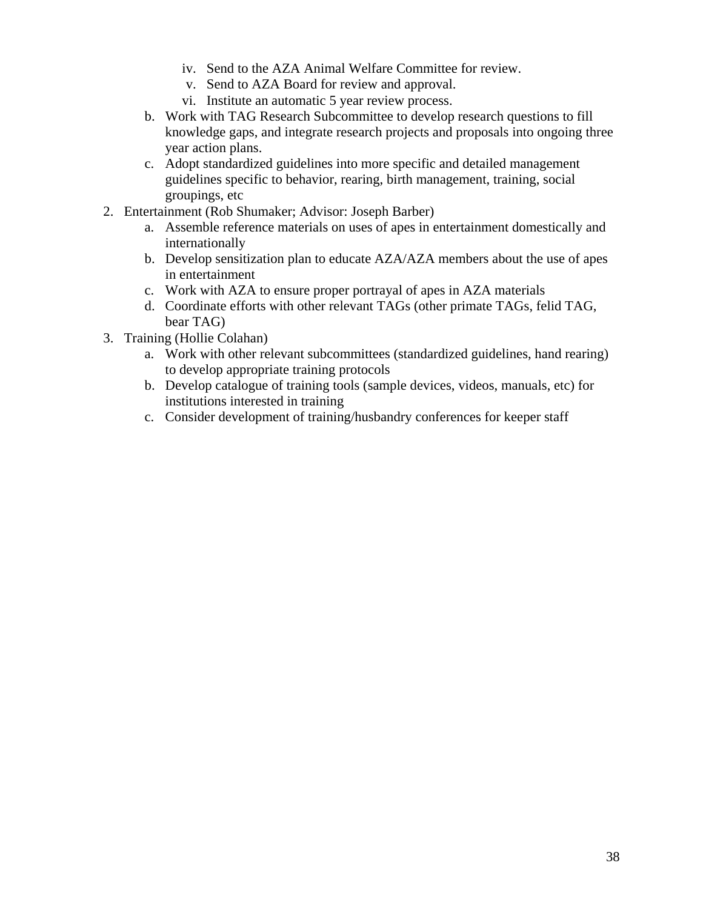iv. Send to the AZA Animal Welfare Committee for review.
    v. Send to AZA Board for review and approval.
    vi. Institute an automatic 5 year review process.
  b. Work with TAG Research Subcommittee to develop research questions to fill knowledge gaps, and integrate research projects and proposals into ongoing three year action plans.
  c. Adopt standardized guidelines into more specific and detailed management guidelines specific to behavior, rearing, birth management, training, social groupings, etc

2. Entertainment (Rob Shumaker; Advisor: Joseph Barber)
   a. Assemble reference materials on uses of apes in entertainment domestically and internationally
   b. Develop sensitization plan to educate AZA/AZA members about the use of apes in entertainment
   c. Work with AZA to ensure proper portrayal of apes in AZA materials
   d. Coordinate efforts with other relevant TAGs (other primate TAGs, felid TAG, bear TAG)

3. Training (Hollie Colahan)
   a. Work with other relevant subcommittees (standardized guidelines, hand rearing) to develop appropriate training protocols
   b. Develop catalogue of training tools (sample devices, videos, manuals, etc) for institutions interested in training
   c. Consider development of training/husbandry conferences for keeper staff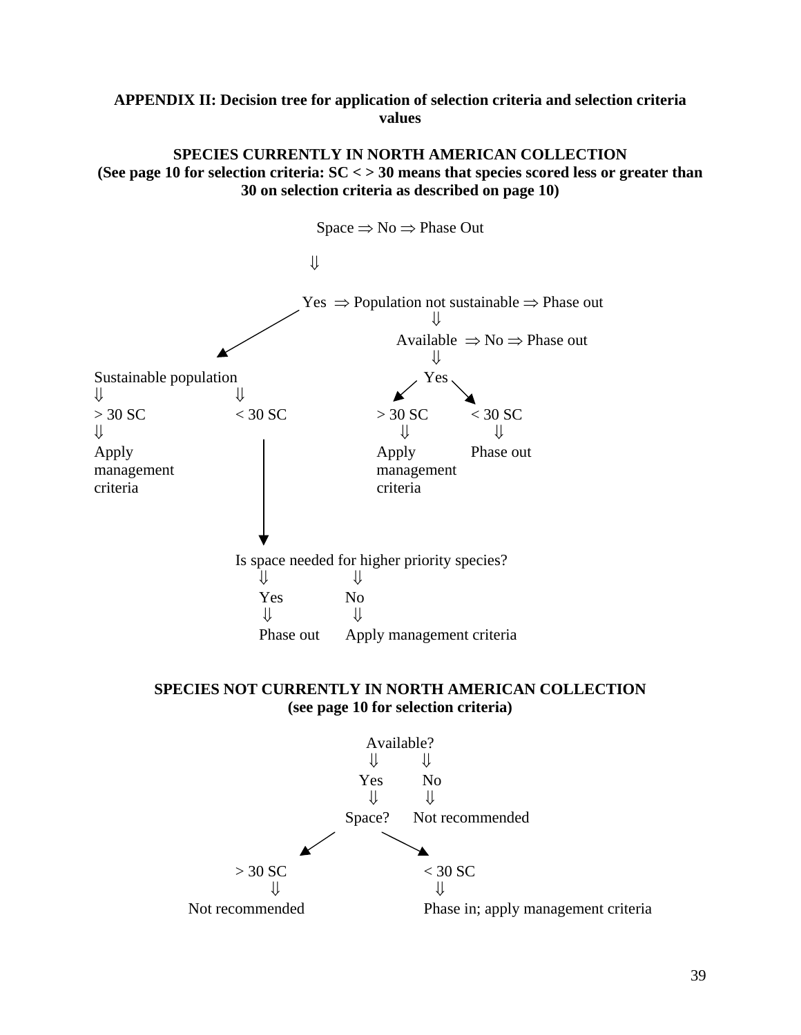**APPENDIX II: Decision tree for application of selection criteria and selection criteria values**

**SPECIES CURRENTLY IN NORTH AMERICAN COLLECTION**
**(See page 10 for selection criteria: SC < > 30 means that species scored less or greater than 30 on selection criteria as described on page 10)**

Space ⇒ No ⇒ Phase Out

⇓

Yes ⇒ Population not sustainable ⇒ Phase out

⇓

Available ⇒ No ⇒ Phase out

⇓

Yes

Sustainable population

- ⇓ > 30 SC ⇓ Apply management criteria
- ⇓ < 30 SC ⇓ Is space needed for higher priority species?
  - ⇓ Yes ⇓ Phase out
  - ⇓ No ⇓ Apply management criteria

Population not sustainable, Available, Yes

- > 30 SC ⇓ Apply management criteria
- < 30 SC ⇓ Phase out

**SPECIES NOT CURRENTLY IN NORTH AMERICAN COLLECTION**
**(see page 10 for selection criteria)**

Available?

- ⇓ No ⇓ Not recommended
- ⇓ Yes ⇓ Space?
  - > 30 SC ⇓ Not recommended
  - < 30 SC ⇓ Phase in; apply management criteria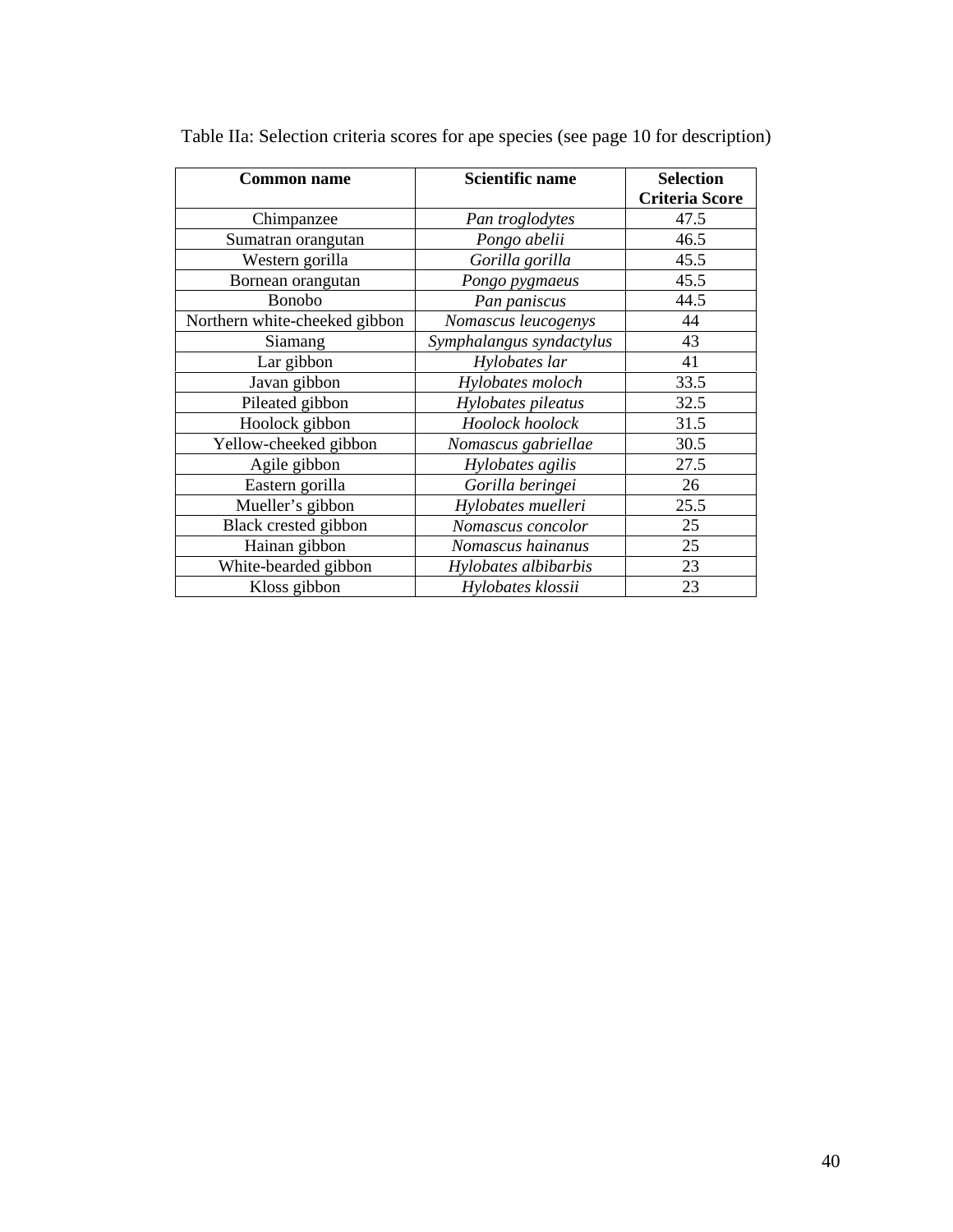Table IIa: Selection criteria scores for ape species (see page 10 for description)

| **Common name** | **Scientific name** | **Selection Criteria Score** |
|---|---|---|
| Chimpanzee | *Pan troglodytes* | 47.5 |
| Sumatran orangutan | *Pongo abelii* | 46.5 |
| Western gorilla | *Gorilla gorilla* | 45.5 |
| Bornean orangutan | *Pongo pygmaeus* | 45.5 |
| Bonobo | *Pan paniscus* | 44.5 |
| Northern white-cheeked gibbon | *Nomascus leucogenys* | 44 |
| Siamang | *Symphalangus syndactylus* | 43 |
| Lar gibbon | *Hylobates lar* | 41 |
| Javan gibbon | *Hylobates moloch* | 33.5 |
| Pileated gibbon | *Hylobates pileatus* | 32.5 |
| Hoolock gibbon | *Hoolock hoolock* | 31.5 |
| Yellow-cheeked gibbon | *Nomascus gabriellae* | 30.5 |
| Agile gibbon | *Hylobates agilis* | 27.5 |
| Eastern gorilla | *Gorilla beringei* | 26 |
| Mueller's gibbon | *Hylobates muelleri* | 25.5 |
| Black crested gibbon | *Nomascus concolor* | 25 |
| Hainan gibbon | *Nomascus hainanus* | 25 |
| White-bearded gibbon | *Hylobates albibarbis* | 23 |
| Kloss gibbon | *Hylobates klossii* | 23 |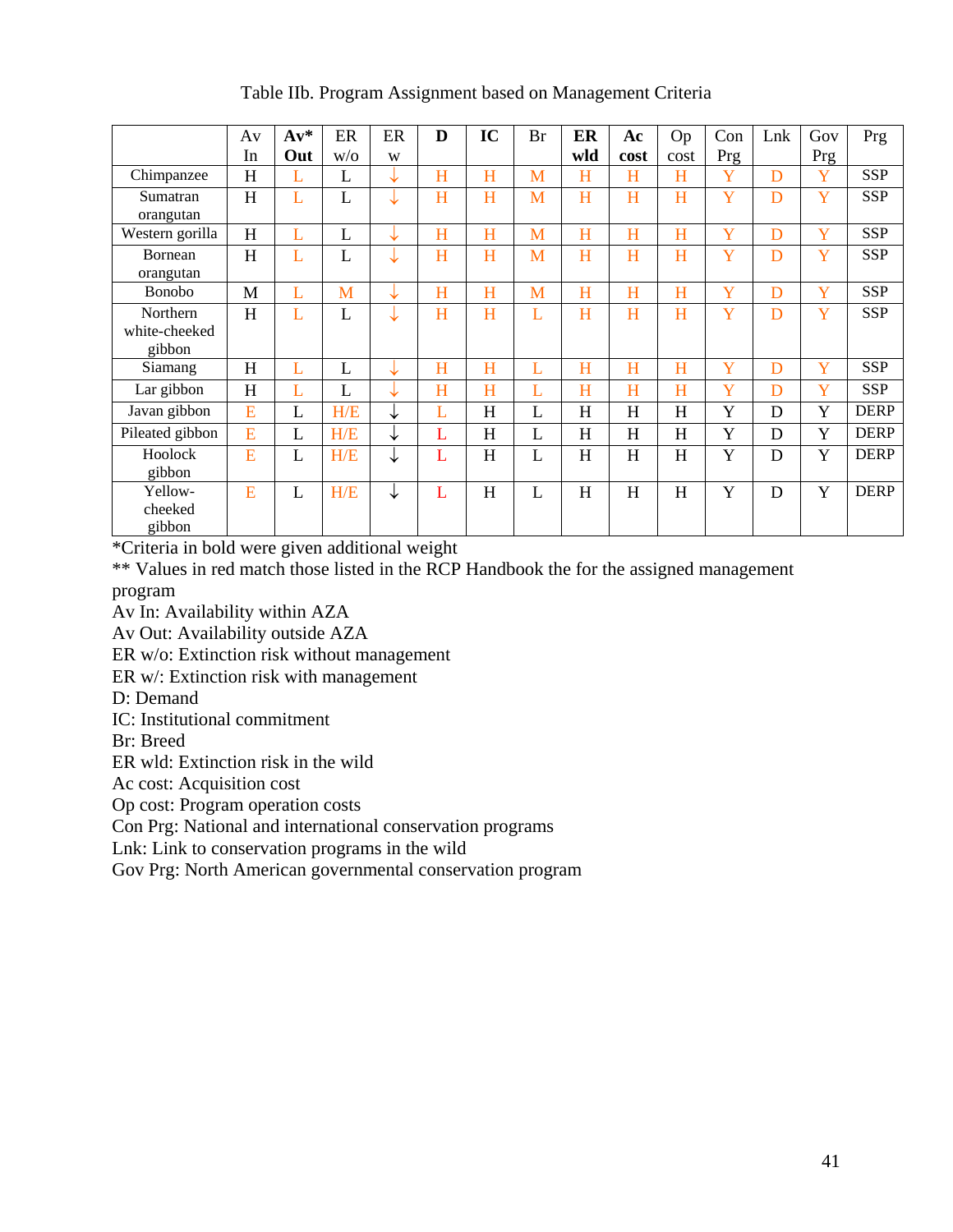Table IIb. Program Assignment based on Management Criteria

| | Av In | **Av\* Out** | ER w/o | ER w | **D** | **IC** | Br | **ER wld** | **Ac cost** | Op cost | Con Prg | Lnk | Gov Prg | Prg |
|---|---|---|---|---|---|---|---|---|---|---|---|---|---|---|
| Chimpanzee | H | L | L | ↓ | H | H | M | H | H | H | Y | D | Y | SSP |
| Sumatran orangutan | H | L | L | ↓ | H | H | M | H | H | H | Y | D | Y | SSP |
| Western gorilla | H | L | L | ↓ | H | H | M | H | H | H | Y | D | Y | SSP |
| Bornean orangutan | H | L | L | ↓ | H | H | M | H | H | H | Y | D | Y | SSP |
| Bonobo | M | L | M | ↓ | H | H | M | H | H | H | Y | D | Y | SSP |
| Northern white-cheeked gibbon | H | L | L | ↓ | H | H | L | H | H | H | Y | D | Y | SSP |
| Siamang | H | L | L | ↓ | H | H | L | H | H | H | Y | D | Y | SSP |
| Lar gibbon | H | L | L | ↓ | H | H | L | H | H | H | Y | D | Y | SSP |
| Javan gibbon | E | L | H/E | ↓ | L | H | L | H | H | H | Y | D | Y | DERP |
| Pileated gibbon | E | L | H/E | ↓ | L | H | L | H | H | H | Y | D | Y | DERP |
| Hoolock gibbon | E | L | H/E | ↓ | L | H | L | H | H | H | Y | D | Y | DERP |
| Yellow-cheeked gibbon | E | L | H/E | ↓ | L | H | L | H | H | H | Y | D | Y | DERP |

*Criteria in bold were given additional weight

** Values in red match those listed in the RCP Handbook the for the assigned management program

Av In: Availability within AZA

Av Out: Availability outside AZA

ER w/o: Extinction risk without management

ER w/: Extinction risk with management

D: Demand

IC: Institutional commitment

Br: Breed

ER wld: Extinction risk in the wild

Ac cost: Acquisition cost

Op cost: Program operation costs

Con Prg: National and international conservation programs

Lnk: Link to conservation programs in the wild

Gov Prg: North American governmental conservation program